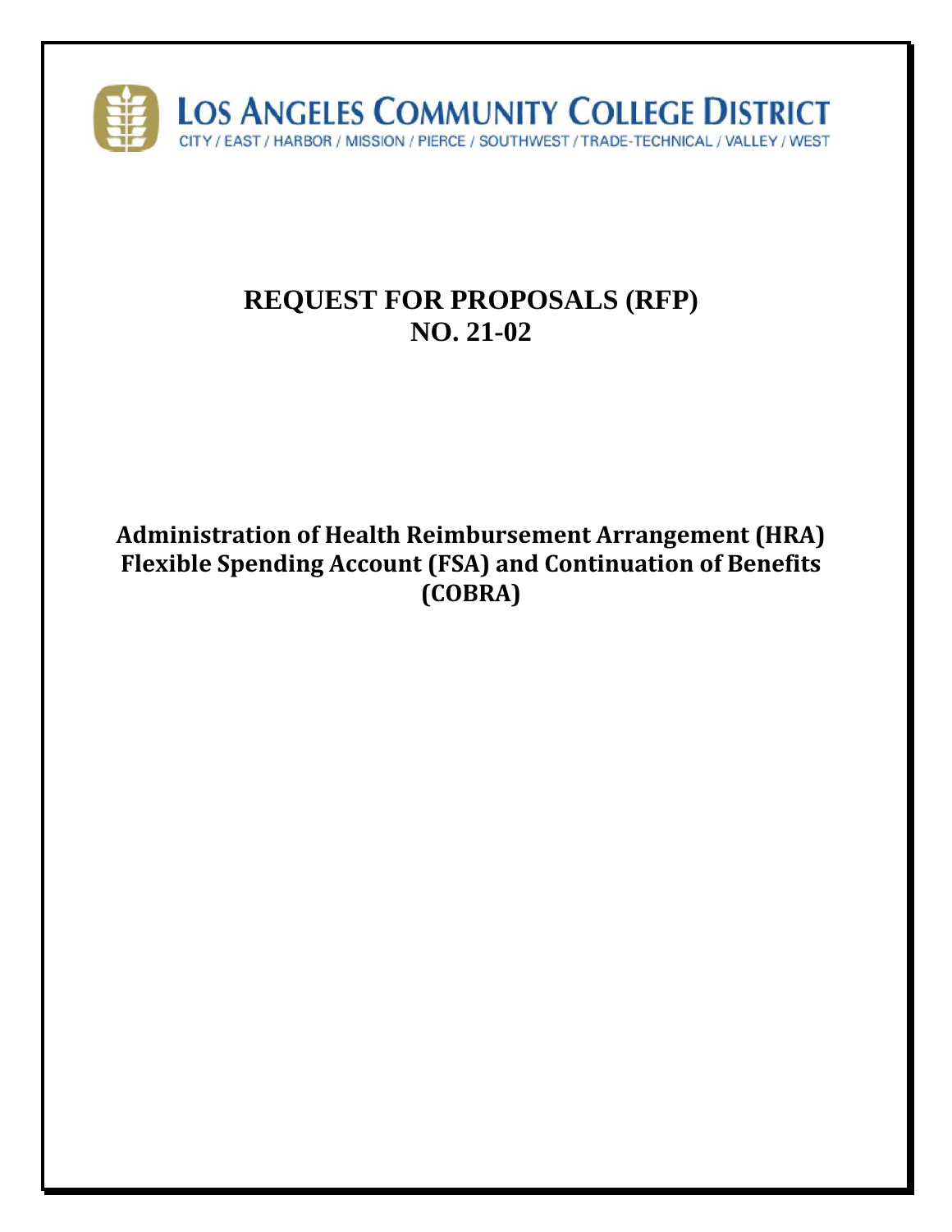**LOS ANGELES COMMUNITY COLLEGE DISTRICT**

CITY / EAST / HARBOR / MISSION / PIERCE / SOUTHWEST / TRADE-TECHNICAL / VALLEY / WEST

# REQUEST FOR PROPOSALS (RFP) NO. 21-02

## Administration of Health Reimbursement Arrangement (HRA) Flexible Spending Account (FSA) and Continuation of Benefits (COBRA)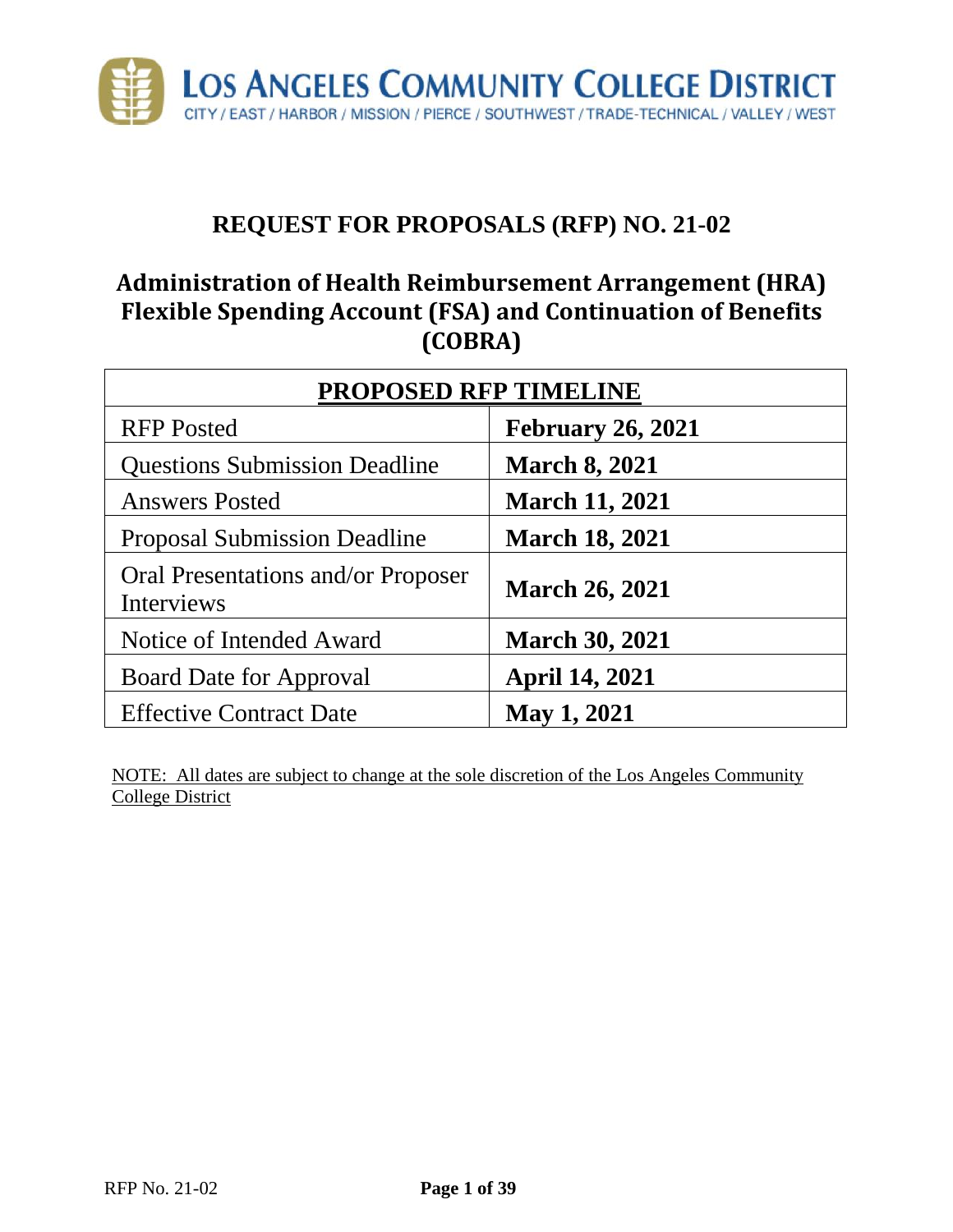# LOS ANGELES COMMUNITY COLLEGE DISTRICT

CITY / EAST / HARBOR / MISSION / PIERCE / SOUTHWEST / TRADE-TECHNICAL / VALLEY / WEST

## REQUEST FOR PROPOSALS (RFP) NO. 21-02

## Administration of Health Reimbursement Arrangement (HRA) Flexible Spending Account (FSA) and Continuation of Benefits (COBRA)

| **PROPOSED RFP TIMELINE** | |
|---|---|
| RFP Posted | **February 26, 2021** |
| Questions Submission Deadline | **March 8, 2021** |
| Answers Posted | **March 11, 2021** |
| Proposal Submission Deadline | **March 18, 2021** |
| Oral Presentations and/or Proposer Interviews | **March 26, 2021** |
| Notice of Intended Award | **March 30, 2021** |
| Board Date for Approval | **April 14, 2021** |
| Effective Contract Date | **May 1, 2021** |

NOTE: All dates are subject to change at the sole discretion of the Los Angeles Community College District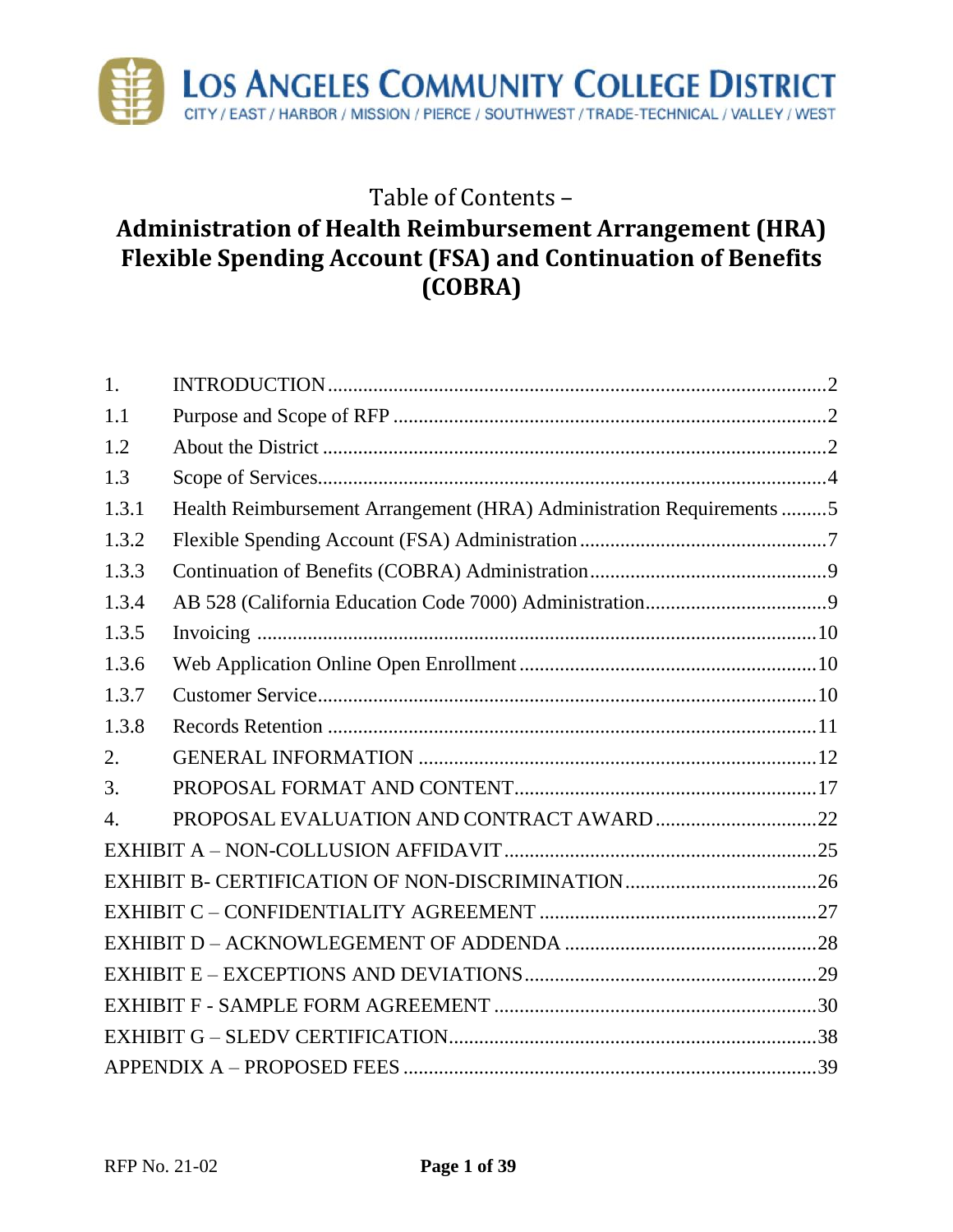LOS ANGELES COMMUNITY COLLEGE DISTRICT

CITY / EAST / HARBOR / MISSION / PIERCE / SOUTHWEST / TRADE-TECHNICAL / VALLEY / WEST

# Table of Contents –
# Administration of Health Reimbursement Arrangement (HRA) Flexible Spending Account (FSA) and Continuation of Benefits (COBRA)

| | | |
|---|---|---|
| 1. | INTRODUCTION | 2 |
| 1.1 | Purpose and Scope of RFP | 2 |
| 1.2 | About the District | 2 |
| 1.3 | Scope of Services | 4 |
| 1.3.1 | Health Reimbursement Arrangement (HRA) Administration Requirements | 5 |
| 1.3.2 | Flexible Spending Account (FSA) Administration | 7 |
| 1.3.3 | Continuation of Benefits (COBRA) Administration | 9 |
| 1.3.4 | AB 528 (California Education Code 7000) Administration | 9 |
| 1.3.5 | Invoicing | 10 |
| 1.3.6 | Web Application Online Open Enrollment | 10 |
| 1.3.7 | Customer Service | 10 |
| 1.3.8 | Records Retention | 11 |
| 2. | GENERAL INFORMATION | 12 |
| 3. | PROPOSAL FORMAT AND CONTENT | 17 |
| 4. | PROPOSAL EVALUATION AND CONTRACT AWARD | 22 |
| EXHIBIT A – NON-COLLUSION AFFIDAVIT | | 25 |
| EXHIBIT B- CERTIFICATION OF NON-DISCRIMINATION | | 26 |
| EXHIBIT C – CONFIDENTIALITY AGREEMENT | | 27 |
| EXHIBIT D – ACKNOWLEGEMENT OF ADDENDA | | 28 |
| EXHIBIT E – EXCEPTIONS AND DEVIATIONS | | 29 |
| EXHIBIT F - SAMPLE FORM AGREEMENT | | 30 |
| EXHIBIT G – SLEDV CERTIFICATION | | 38 |
| APPENDIX A – PROPOSED FEES | | 39 |

RFP No. 21-02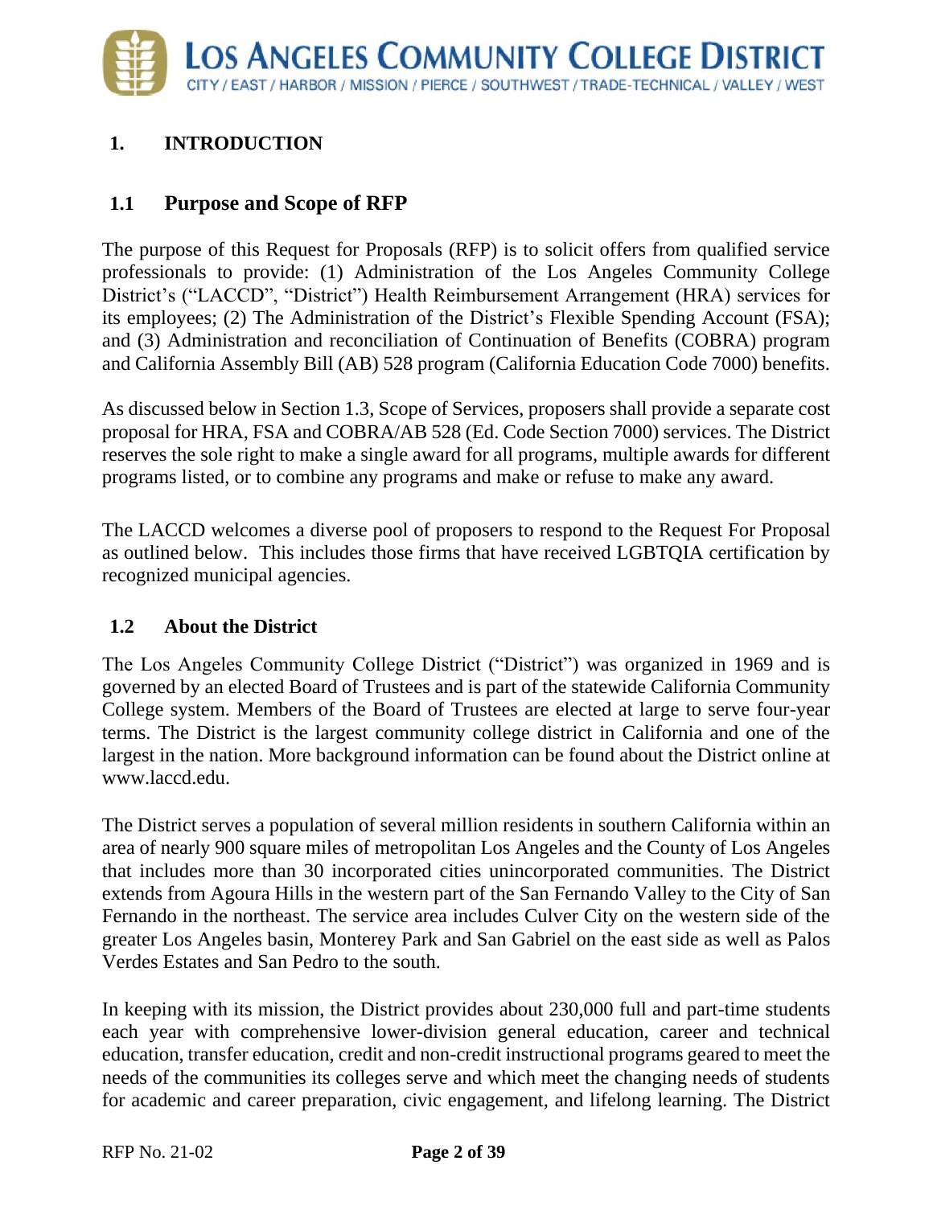# 1. INTRODUCTION

## 1.1 Purpose and Scope of RFP

The purpose of this Request for Proposals (RFP) is to solicit offers from qualified service professionals to provide: (1) Administration of the Los Angeles Community College District's ("LACCD", "District") Health Reimbursement Arrangement (HRA) services for its employees; (2) The Administration of the District's Flexible Spending Account (FSA); and (3) Administration and reconciliation of Continuation of Benefits (COBRA) program and California Assembly Bill (AB) 528 program (California Education Code 7000) benefits.

As discussed below in Section 1.3, Scope of Services, proposers shall provide a separate cost proposal for HRA, FSA and COBRA/AB 528 (Ed. Code Section 7000) services. The District reserves the sole right to make a single award for all programs, multiple awards for different programs listed, or to combine any programs and make or refuse to make any award.

The LACCD welcomes a diverse pool of proposers to respond to the Request For Proposal as outlined below. This includes those firms that have received LGBTQIA certification by recognized municipal agencies.

## 1.2 About the District

The Los Angeles Community College District ("District") was organized in 1969 and is governed by an elected Board of Trustees and is part of the statewide California Community College system. Members of the Board of Trustees are elected at large to serve four-year terms. The District is the largest community college district in California and one of the largest in the nation. More background information can be found about the District online at www.laccd.edu.

The District serves a population of several million residents in southern California within an area of nearly 900 square miles of metropolitan Los Angeles and the County of Los Angeles that includes more than 30 incorporated cities unincorporated communities. The District extends from Agoura Hills in the western part of the San Fernando Valley to the City of San Fernando in the northeast. The service area includes Culver City on the western side of the greater Los Angeles basin, Monterey Park and San Gabriel on the east side as well as Palos Verdes Estates and San Pedro to the south.

In keeping with its mission, the District provides about 230,000 full and part-time students each year with comprehensive lower-division general education, career and technical education, transfer education, credit and non-credit instructional programs geared to meet the needs of the communities its colleges serve and which meet the changing needs of students for academic and career preparation, civic engagement, and lifelong learning. The District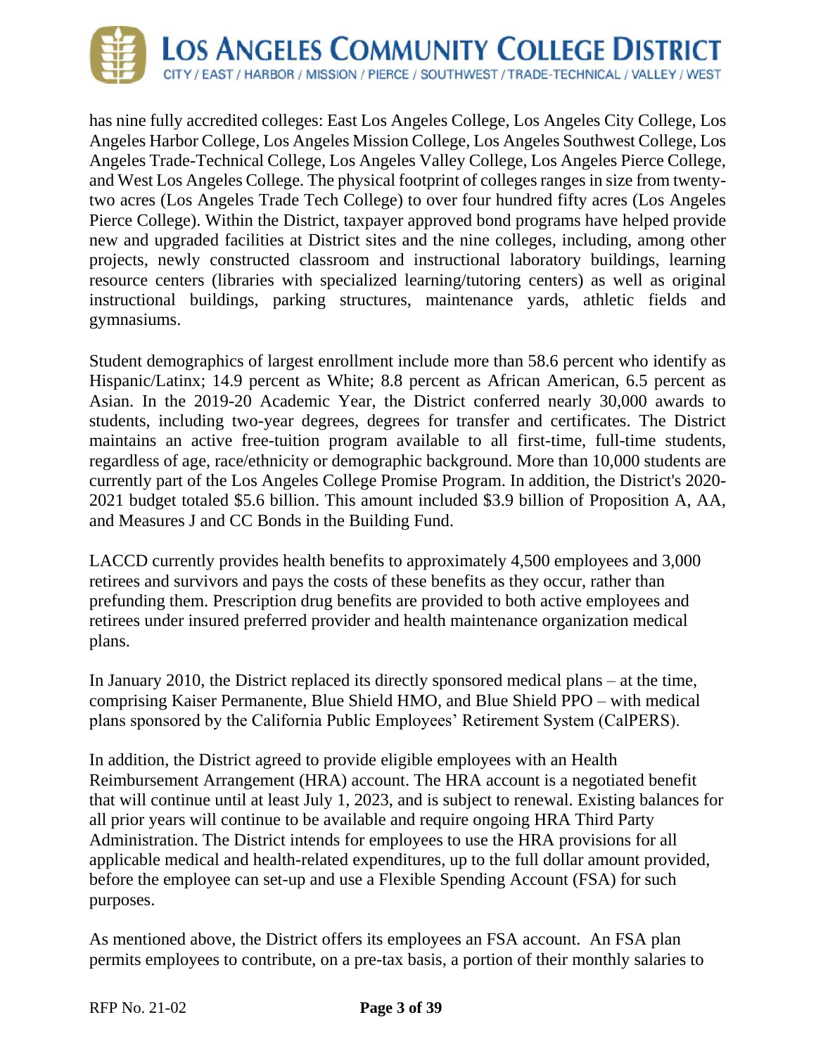has nine fully accredited colleges: East Los Angeles College, Los Angeles City College, Los Angeles Harbor College, Los Angeles Mission College, Los Angeles Southwest College, Los Angeles Trade-Technical College, Los Angeles Valley College, Los Angeles Pierce College, and West Los Angeles College. The physical footprint of colleges ranges in size from twenty-two acres (Los Angeles Trade Tech College) to over four hundred fifty acres (Los Angeles Pierce College). Within the District, taxpayer approved bond programs have helped provide new and upgraded facilities at District sites and the nine colleges, including, among other projects, newly constructed classroom and instructional laboratory buildings, learning resource centers (libraries with specialized learning/tutoring centers) as well as original instructional buildings, parking structures, maintenance yards, athletic fields and gymnasiums.

Student demographics of largest enrollment include more than 58.6 percent who identify as Hispanic/Latinx; 14.9 percent as White; 8.8 percent as African American, 6.5 percent as Asian. In the 2019-20 Academic Year, the District conferred nearly 30,000 awards to students, including two-year degrees, degrees for transfer and certificates. The District maintains an active free-tuition program available to all first-time, full-time students, regardless of age, race/ethnicity or demographic background. More than 10,000 students are currently part of the Los Angeles College Promise Program. In addition, the District's 2020-2021 budget totaled $5.6 billion. This amount included $3.9 billion of Proposition A, AA, and Measures J and CC Bonds in the Building Fund.

LACCD currently provides health benefits to approximately 4,500 employees and 3,000 retirees and survivors and pays the costs of these benefits as they occur, rather than prefunding them. Prescription drug benefits are provided to both active employees and retirees under insured preferred provider and health maintenance organization medical plans.

In January 2010, the District replaced its directly sponsored medical plans – at the time, comprising Kaiser Permanente, Blue Shield HMO, and Blue Shield PPO – with medical plans sponsored by the California Public Employees' Retirement System (CalPERS).

In addition, the District agreed to provide eligible employees with an Health Reimbursement Arrangement (HRA) account. The HRA account is a negotiated benefit that will continue until at least July 1, 2023, and is subject to renewal. Existing balances for all prior years will continue to be available and require ongoing HRA Third Party Administration. The District intends for employees to use the HRA provisions for all applicable medical and health-related expenditures, up to the full dollar amount provided, before the employee can set-up and use a Flexible Spending Account (FSA) for such purposes.

As mentioned above, the District offers its employees an FSA account. An FSA plan permits employees to contribute, on a pre-tax basis, a portion of their monthly salaries to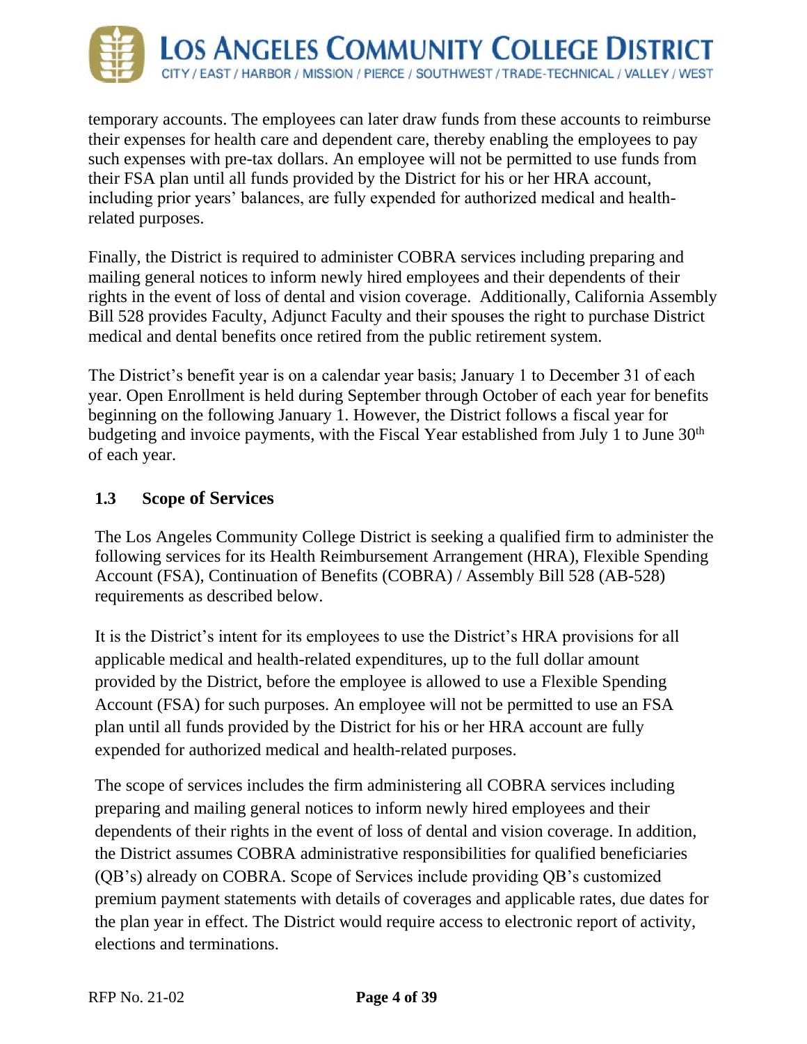temporary accounts. The employees can later draw funds from these accounts to reimburse their expenses for health care and dependent care, thereby enabling the employees to pay such expenses with pre-tax dollars. An employee will not be permitted to use funds from their FSA plan until all funds provided by the District for his or her HRA account, including prior years' balances, are fully expended for authorized medical and health-related purposes.

Finally, the District is required to administer COBRA services including preparing and mailing general notices to inform newly hired employees and their dependents of their rights in the event of loss of dental and vision coverage. Additionally, California Assembly Bill 528 provides Faculty, Adjunct Faculty and their spouses the right to purchase District medical and dental benefits once retired from the public retirement system.

The District's benefit year is on a calendar year basis; January 1 to December 31 of each year. Open Enrollment is held during September through October of each year for benefits beginning on the following January 1. However, the District follows a fiscal year for budgeting and invoice payments, with the Fiscal Year established from July 1 to June 30th of each year.

### 1.3 Scope of Services

The Los Angeles Community College District is seeking a qualified firm to administer the following services for its Health Reimbursement Arrangement (HRA), Flexible Spending Account (FSA), Continuation of Benefits (COBRA) / Assembly Bill 528 (AB-528) requirements as described below.

It is the District's intent for its employees to use the District's HRA provisions for all applicable medical and health-related expenditures, up to the full dollar amount provided by the District, before the employee is allowed to use a Flexible Spending Account (FSA) for such purposes. An employee will not be permitted to use an FSA plan until all funds provided by the District for his or her HRA account are fully expended for authorized medical and health-related purposes.

The scope of services includes the firm administering all COBRA services including preparing and mailing general notices to inform newly hired employees and their dependents of their rights in the event of loss of dental and vision coverage. In addition, the District assumes COBRA administrative responsibilities for qualified beneficiaries (QB's) already on COBRA. Scope of Services include providing QB's customized premium payment statements with details of coverages and applicable rates, due dates for the plan year in effect. The District would require access to electronic report of activity, elections and terminations.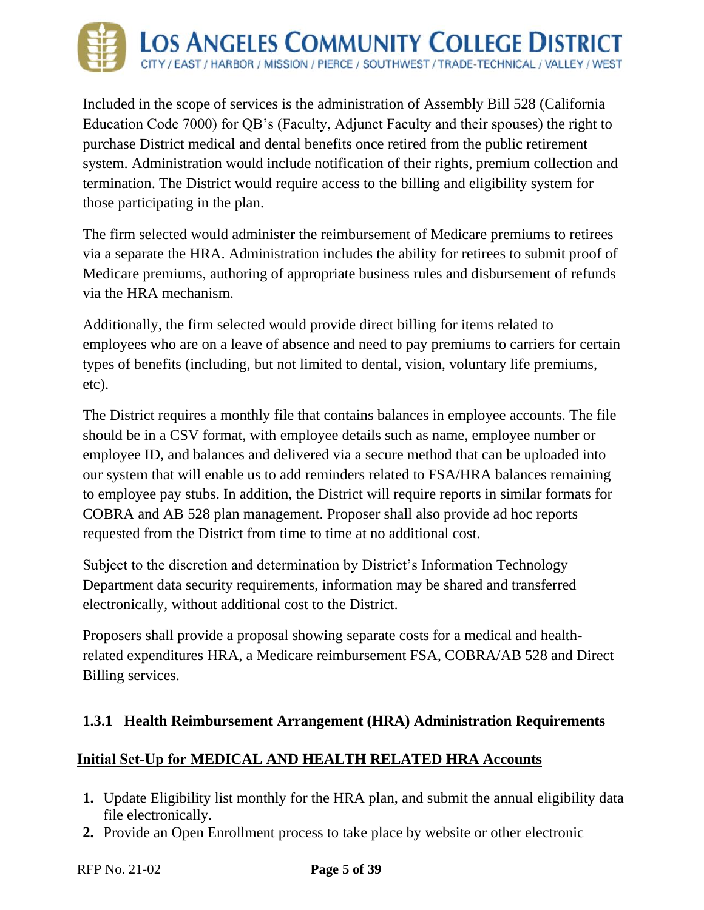Included in the scope of services is the administration of Assembly Bill 528 (California Education Code 7000) for QB's (Faculty, Adjunct Faculty and their spouses) the right to purchase District medical and dental benefits once retired from the public retirement system. Administration would include notification of their rights, premium collection and termination. The District would require access to the billing and eligibility system for those participating in the plan.

The firm selected would administer the reimbursement of Medicare premiums to retirees via a separate the HRA. Administration includes the ability for retirees to submit proof of Medicare premiums, authoring of appropriate business rules and disbursement of refunds via the HRA mechanism.

Additionally, the firm selected would provide direct billing for items related to employees who are on a leave of absence and need to pay premiums to carriers for certain types of benefits (including, but not limited to dental, vision, voluntary life premiums, etc).

The District requires a monthly file that contains balances in employee accounts. The file should be in a CSV format, with employee details such as name, employee number or employee ID, and balances and delivered via a secure method that can be uploaded into our system that will enable us to add reminders related to FSA/HRA balances remaining to employee pay stubs. In addition, the District will require reports in similar formats for COBRA and AB 528 plan management. Proposer shall also provide ad hoc reports requested from the District from time to time at no additional cost.

Subject to the discretion and determination by District's Information Technology Department data security requirements, information may be shared and transferred electronically, without additional cost to the District.

Proposers shall provide a proposal showing separate costs for a medical and health-related expenditures HRA, a Medicare reimbursement FSA, COBRA/AB 528 and Direct Billing services.

### 1.3.1 Health Reimbursement Arrangement (HRA) Administration Requirements

**Initial Set-Up for MEDICAL AND HEALTH RELATED HRA Accounts**

1. Update Eligibility list monthly for the HRA plan, and submit the annual eligibility data file electronically.
2. Provide an Open Enrollment process to take place by website or other electronic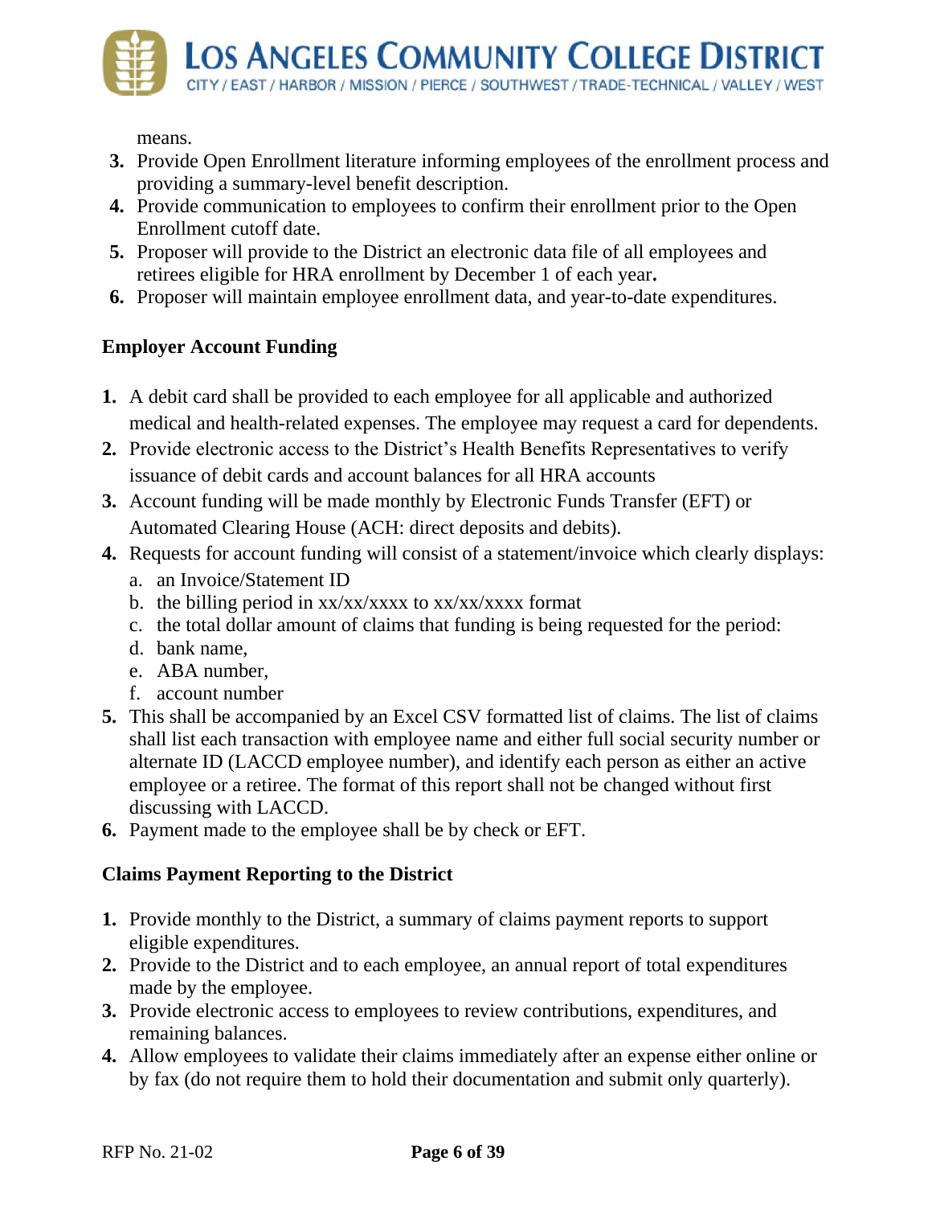means.

3. Provide Open Enrollment literature informing employees of the enrollment process and providing a summary-level benefit description.
4. Provide communication to employees to confirm their enrollment prior to the Open Enrollment cutoff date.
5. Proposer will provide to the District an electronic data file of all employees and retirees eligible for HRA enrollment by December 1 of each year**.**
6. Proposer will maintain employee enrollment data, and year-to-date expenditures.

**Employer Account Funding**

1. A debit card shall be provided to each employee for all applicable and authorized medical and health-related expenses. The employee may request a card for dependents.
2. Provide electronic access to the District's Health Benefits Representatives to verify issuance of debit cards and account balances for all HRA accounts
3. Account funding will be made monthly by Electronic Funds Transfer (EFT) or Automated Clearing House (ACH: direct deposits and debits).
4. Requests for account funding will consist of a statement/invoice which clearly displays:
   a. an Invoice/Statement ID
   b. the billing period in xx/xx/xxxx to xx/xx/xxxx format
   c. the total dollar amount of claims that funding is being requested for the period:
   d. bank name,
   e. ABA number,
   f. account number
5. This shall be accompanied by an Excel CSV formatted list of claims. The list of claims shall list each transaction with employee name and either full social security number or alternate ID (LACCD employee number), and identify each person as either an active employee or a retiree. The format of this report shall not be changed without first discussing with LACCD.
6. Payment made to the employee shall be by check or EFT.

**Claims Payment Reporting to the District**

1. Provide monthly to the District, a summary of claims payment reports to support eligible expenditures.
2. Provide to the District and to each employee, an annual report of total expenditures made by the employee.
3. Provide electronic access to employees to review contributions, expenditures, and remaining balances.
4. Allow employees to validate their claims immediately after an expense either online or by fax (do not require them to hold their documentation and submit only quarterly).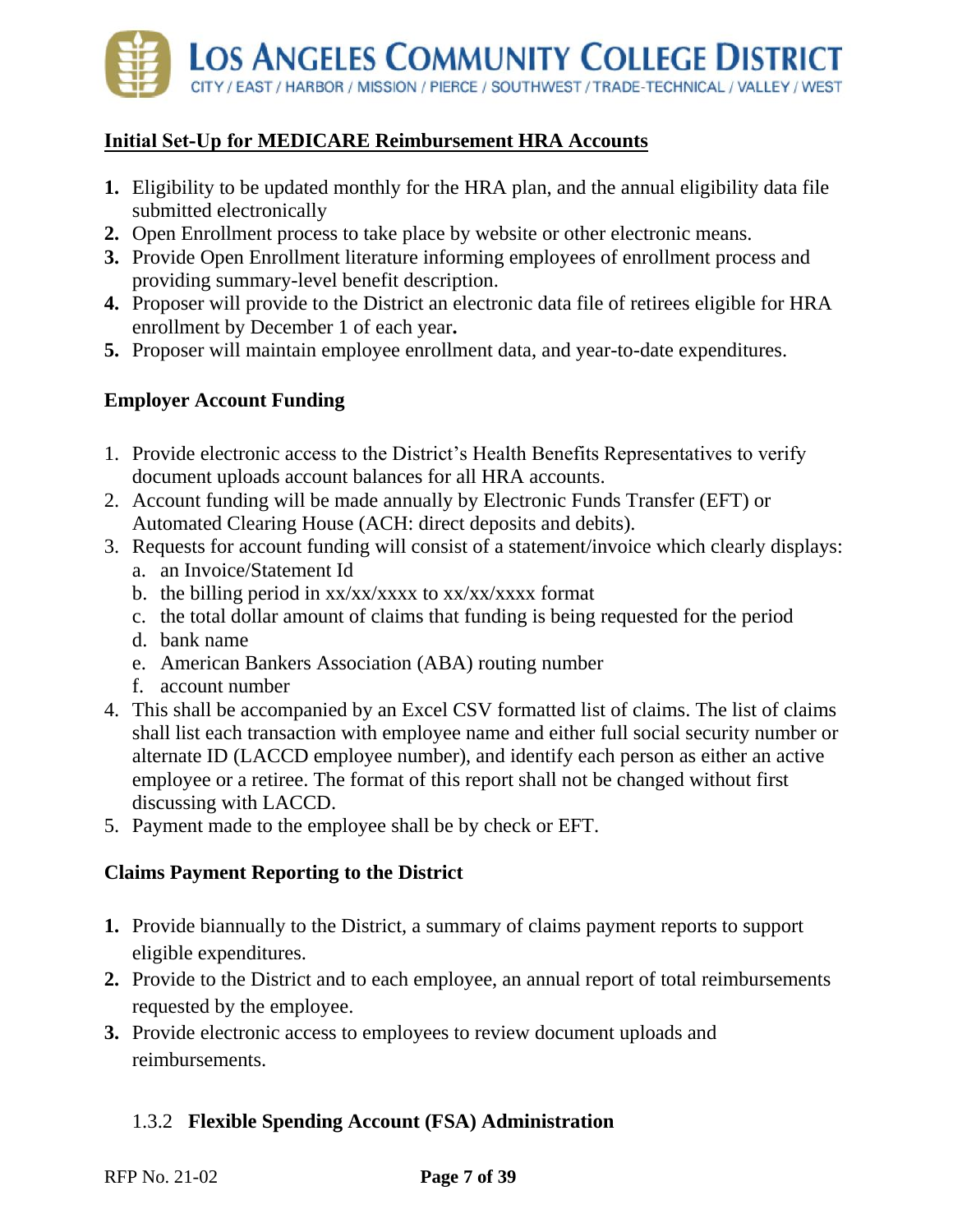**Initial Set-Up for MEDICARE Reimbursement HRA Accounts**

1. Eligibility to be updated monthly for the HRA plan, and the annual eligibility data file submitted electronically
2. Open Enrollment process to take place by website or other electronic means.
3. Provide Open Enrollment literature informing employees of enrollment process and providing summary-level benefit description.
4. Proposer will provide to the District an electronic data file of retirees eligible for HRA enrollment by December 1 of each year**.**
5. Proposer will maintain employee enrollment data, and year-to-date expenditures.

**Employer Account Funding**

1. Provide electronic access to the District's Health Benefits Representatives to verify document uploads account balances for all HRA accounts.
2. Account funding will be made annually by Electronic Funds Transfer (EFT) or Automated Clearing House (ACH: direct deposits and debits).
3. Requests for account funding will consist of a statement/invoice which clearly displays:
   a. an Invoice/Statement Id
   b. the billing period in xx/xx/xxxx to xx/xx/xxxx format
   c. the total dollar amount of claims that funding is being requested for the period
   d. bank name
   e. American Bankers Association (ABA) routing number
   f. account number
4. This shall be accompanied by an Excel CSV formatted list of claims. The list of claims shall list each transaction with employee name and either full social security number or alternate ID (LACCD employee number), and identify each person as either an active employee or a retiree. The format of this report shall not be changed without first discussing with LACCD.
5. Payment made to the employee shall be by check or EFT.

**Claims Payment Reporting to the District**

1. Provide biannually to the District, a summary of claims payment reports to support eligible expenditures.
2. Provide to the District and to each employee, an annual report of total reimbursements requested by the employee.
3. Provide electronic access to employees to review document uploads and reimbursements.

### 1.3.2 Flexible Spending Account (FSA) Administration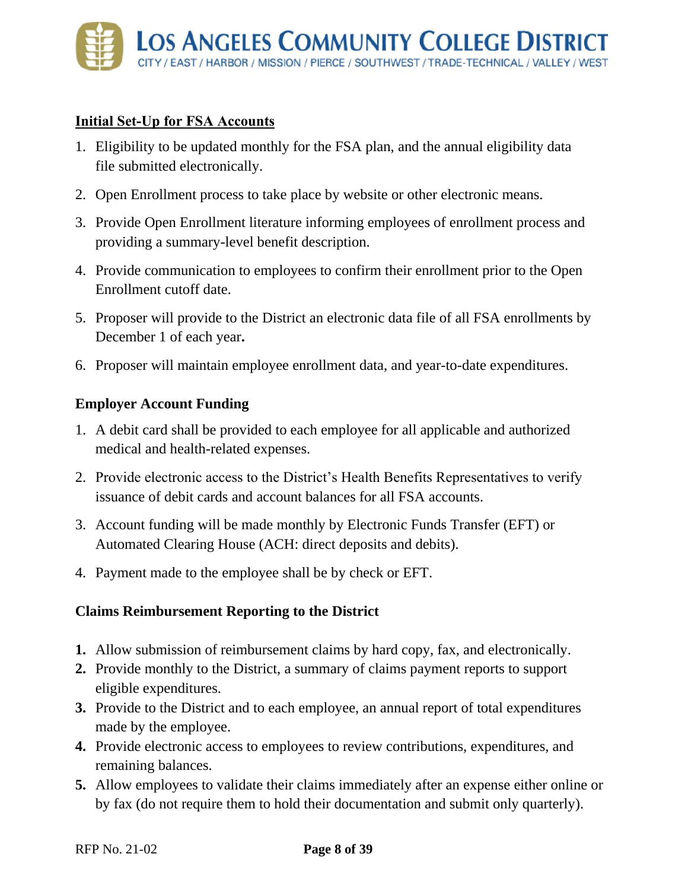**Initial Set-Up for FSA Accounts**

1. Eligibility to be updated monthly for the FSA plan, and the annual eligibility data file submitted electronically.
2. Open Enrollment process to take place by website or other electronic means.
3. Provide Open Enrollment literature informing employees of enrollment process and providing a summary-level benefit description.
4. Provide communication to employees to confirm their enrollment prior to the Open Enrollment cutoff date.
5. Proposer will provide to the District an electronic data file of all FSA enrollments by December 1 of each year**.**
6. Proposer will maintain employee enrollment data, and year-to-date expenditures.

**Employer Account Funding**

1. A debit card shall be provided to each employee for all applicable and authorized medical and health-related expenses.
2. Provide electronic access to the District's Health Benefits Representatives to verify issuance of debit cards and account balances for all FSA accounts.
3. Account funding will be made monthly by Electronic Funds Transfer (EFT) or Automated Clearing House (ACH: direct deposits and debits).
4. Payment made to the employee shall be by check or EFT.

**Claims Reimbursement Reporting to the District**

1. Allow submission of reimbursement claims by hard copy, fax, and electronically.
2. Provide monthly to the District, a summary of claims payment reports to support eligible expenditures.
3. Provide to the District and to each employee, an annual report of total expenditures made by the employee.
4. Provide electronic access to employees to review contributions, expenditures, and remaining balances.
5. Allow employees to validate their claims immediately after an expense either online or by fax (do not require them to hold their documentation and submit only quarterly).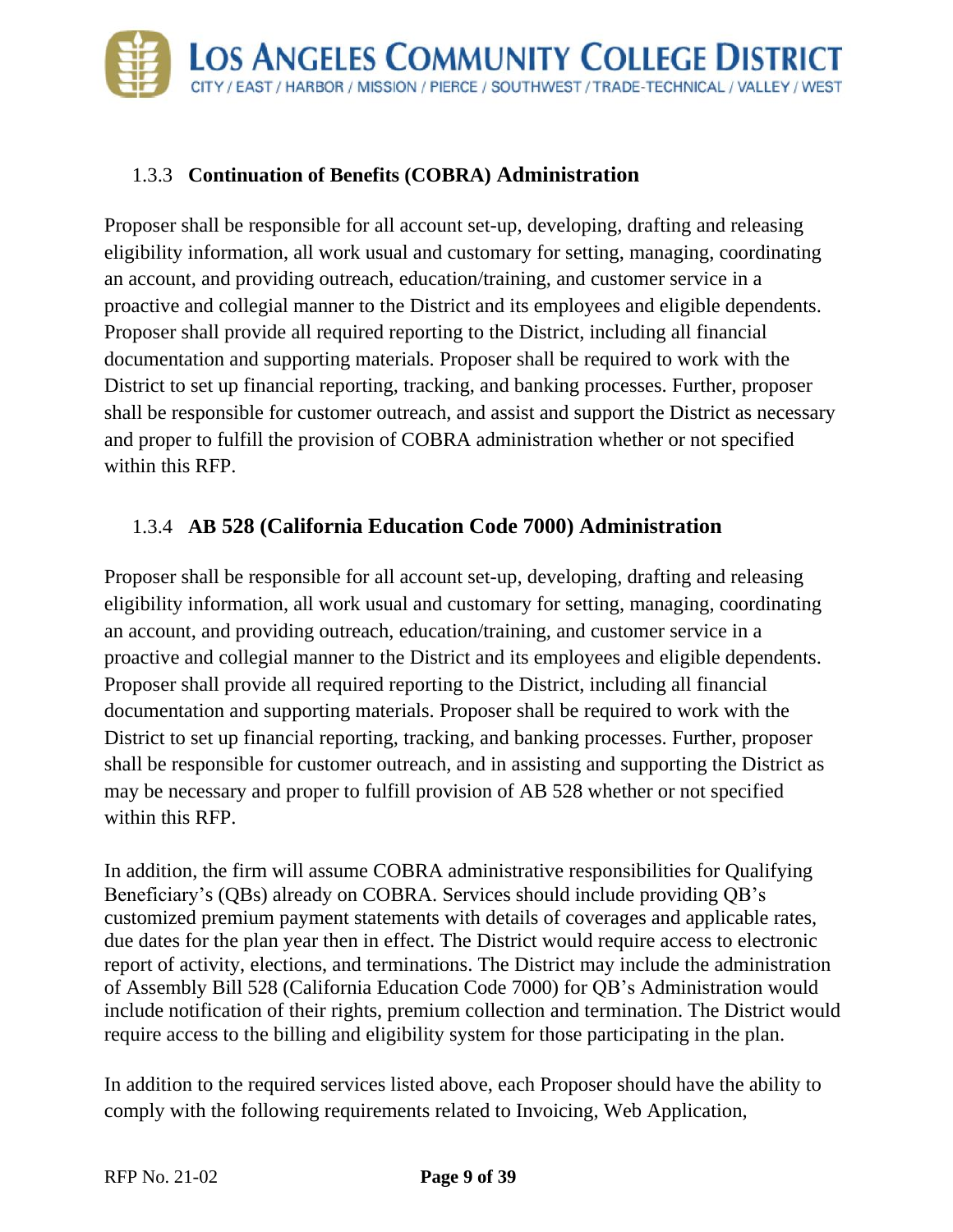### 1.3.3 **Continuation of Benefits (COBRA) Administration**

Proposer shall be responsible for all account set-up, developing, drafting and releasing eligibility information, all work usual and customary for setting, managing, coordinating an account, and providing outreach, education/training, and customer service in a proactive and collegial manner to the District and its employees and eligible dependents. Proposer shall provide all required reporting to the District, including all financial documentation and supporting materials. Proposer shall be required to work with the District to set up financial reporting, tracking, and banking processes. Further, proposer shall be responsible for customer outreach, and assist and support the District as necessary and proper to fulfill the provision of COBRA administration whether or not specified within this RFP.

### 1.3.4 **AB 528 (California Education Code 7000) Administration**

Proposer shall be responsible for all account set-up, developing, drafting and releasing eligibility information, all work usual and customary for setting, managing, coordinating an account, and providing outreach, education/training, and customer service in a proactive and collegial manner to the District and its employees and eligible dependents. Proposer shall provide all required reporting to the District, including all financial documentation and supporting materials. Proposer shall be required to work with the District to set up financial reporting, tracking, and banking processes. Further, proposer shall be responsible for customer outreach, and in assisting and supporting the District as may be necessary and proper to fulfill provision of AB 528 whether or not specified within this RFP.

In addition, the firm will assume COBRA administrative responsibilities for Qualifying Beneficiary's (QBs) already on COBRA. Services should include providing QB's customized premium payment statements with details of coverages and applicable rates, due dates for the plan year then in effect. The District would require access to electronic report of activity, elections, and terminations. The District may include the administration of Assembly Bill 528 (California Education Code 7000) for QB's Administration would include notification of their rights, premium collection and termination. The District would require access to the billing and eligibility system for those participating in the plan.

In addition to the required services listed above, each Proposer should have the ability to comply with the following requirements related to Invoicing, Web Application,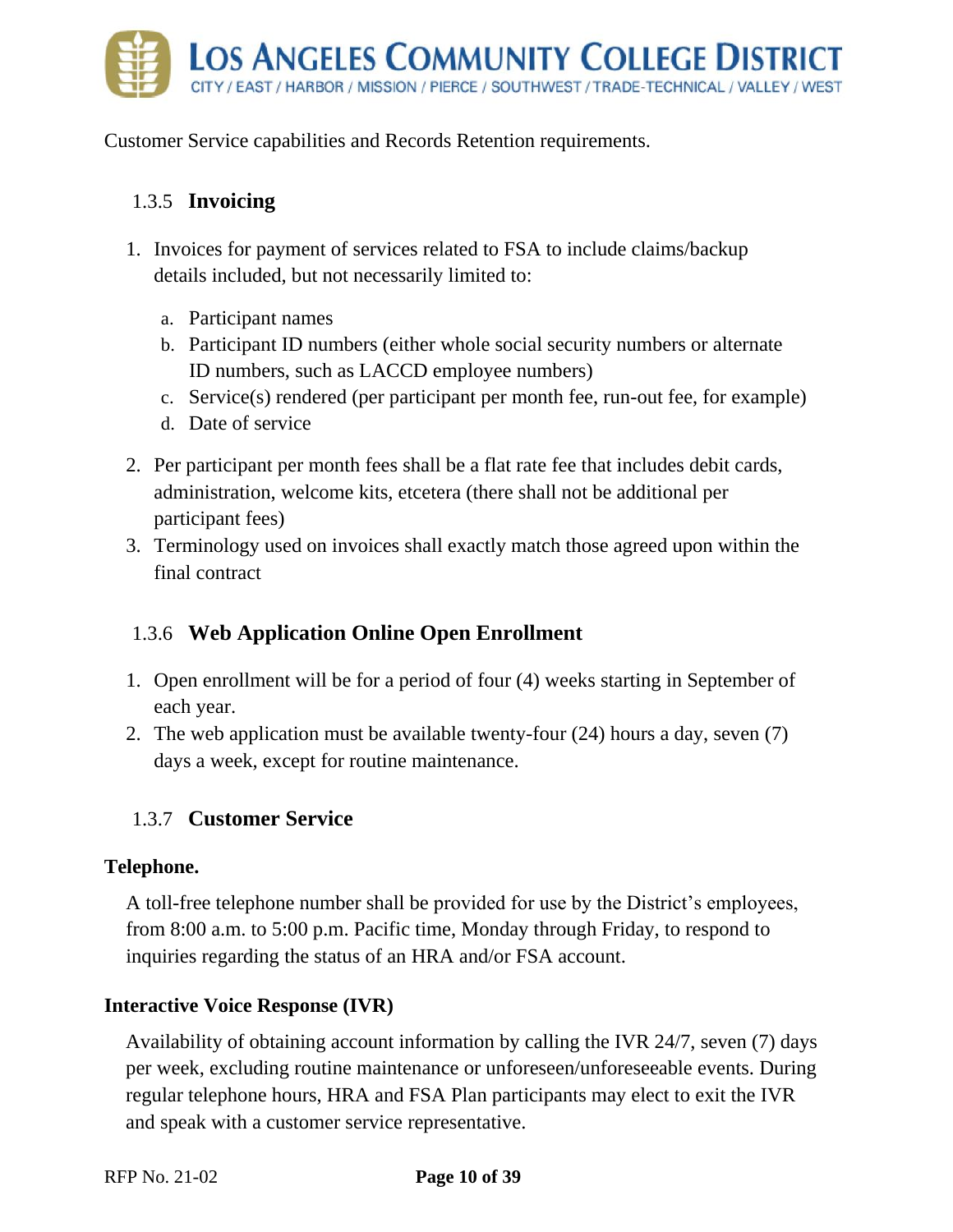Customer Service capabilities and Records Retention requirements.

### 1.3.5 Invoicing

1. Invoices for payment of services related to FSA to include claims/backup details included, but not necessarily limited to:
   a. Participant names
   b. Participant ID numbers (either whole social security numbers or alternate ID numbers, such as LACCD employee numbers)
   c. Service(s) rendered (per participant per month fee, run-out fee, for example)
   d. Date of service
2. Per participant per month fees shall be a flat rate fee that includes debit cards, administration, welcome kits, etcetera (there shall not be additional per participant fees)
3. Terminology used on invoices shall exactly match those agreed upon within the final contract

### 1.3.6 Web Application Online Open Enrollment

1. Open enrollment will be for a period of four (4) weeks starting in September of each year.
2. The web application must be available twenty-four (24) hours a day, seven (7) days a week, except for routine maintenance.

### 1.3.7 Customer Service

**Telephone.**

A toll-free telephone number shall be provided for use by the District's employees, from 8:00 a.m. to 5:00 p.m. Pacific time, Monday through Friday, to respond to inquiries regarding the status of an HRA and/or FSA account.

**Interactive Voice Response (IVR)**

Availability of obtaining account information by calling the IVR 24/7, seven (7) days per week, excluding routine maintenance or unforeseen/unforeseeable events. During regular telephone hours, HRA and FSA Plan participants may elect to exit the IVR and speak with a customer service representative.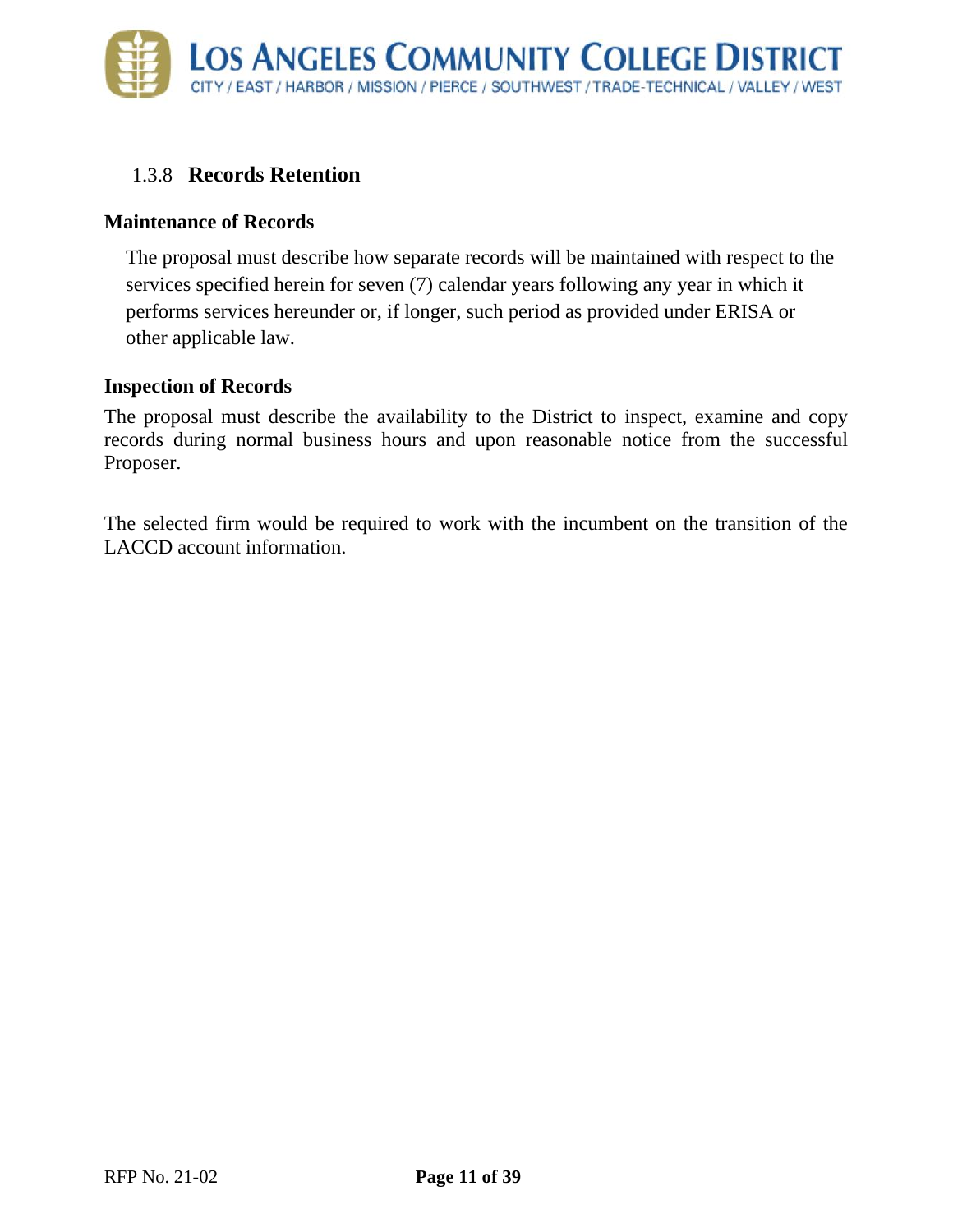### 1.3.8 Records Retention

**Maintenance of Records**

The proposal must describe how separate records will be maintained with respect to the services specified herein for seven (7) calendar years following any year in which it performs services hereunder or, if longer, such period as provided under ERISA or other applicable law.

**Inspection of Records**

The proposal must describe the availability to the District to inspect, examine and copy records during normal business hours and upon reasonable notice from the successful Proposer.

The selected firm would be required to work with the incumbent on the transition of the LACCD account information.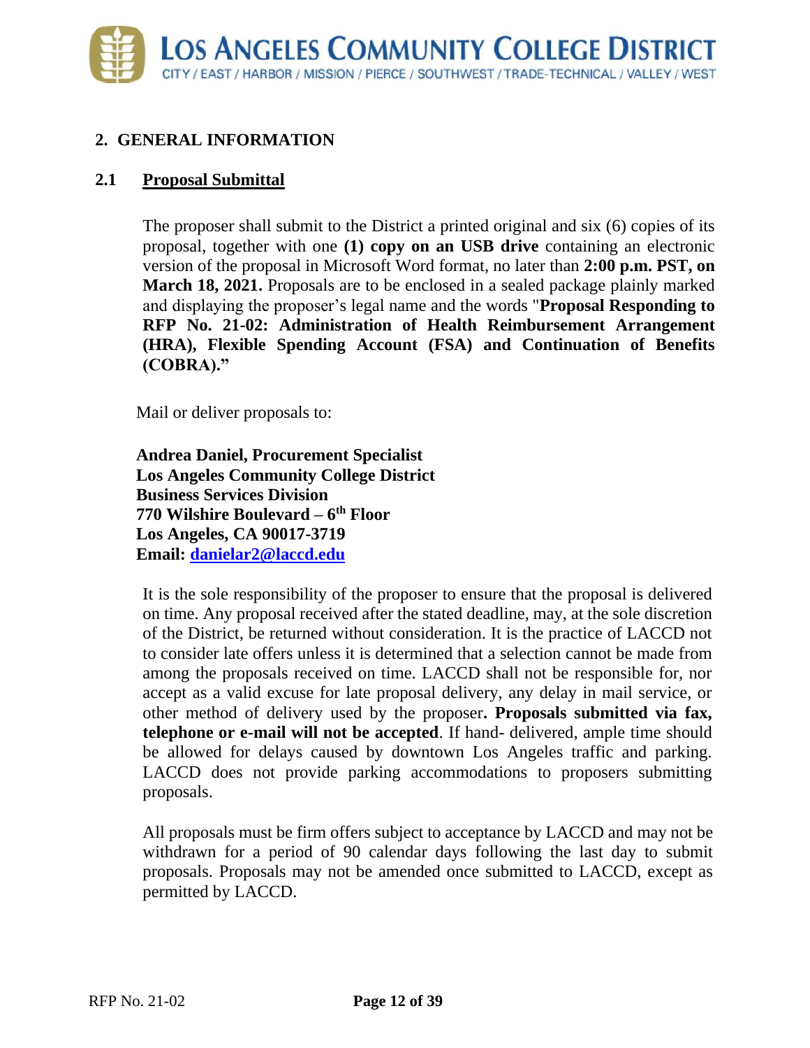## 2. GENERAL INFORMATION

### 2.1 Proposal Submittal

The proposer shall submit to the District a printed original and six (6) copies of its proposal, together with one **(1) copy on an USB drive** containing an electronic version of the proposal in Microsoft Word format, no later than **2:00 p.m. PST, on March 18, 2021.** Proposals are to be enclosed in a sealed package plainly marked and displaying the proposer's legal name and the words "**Proposal Responding to RFP No. 21-02: Administration of Health Reimbursement Arrangement (HRA), Flexible Spending Account (FSA) and Continuation of Benefits (COBRA).**"

Mail or deliver proposals to:

**Andrea Daniel, Procurement Specialist**
**Los Angeles Community College District**
**Business Services Division**
**770 Wilshire Boulevard – 6th Floor**
**Los Angeles, CA 90017-3719**
**Email: danielar2@laccd.edu**

It is the sole responsibility of the proposer to ensure that the proposal is delivered on time. Any proposal received after the stated deadline, may, at the sole discretion of the District, be returned without consideration. It is the practice of LACCD not to consider late offers unless it is determined that a selection cannot be made from among the proposals received on time. LACCD shall not be responsible for, nor accept as a valid excuse for late proposal delivery, any delay in mail service, or other method of delivery used by the proposer**. Proposals submitted via fax, telephone or e-mail will not be accepted**. If hand- delivered, ample time should be allowed for delays caused by downtown Los Angeles traffic and parking. LACCD does not provide parking accommodations to proposers submitting proposals.

All proposals must be firm offers subject to acceptance by LACCD and may not be withdrawn for a period of 90 calendar days following the last day to submit proposals. Proposals may not be amended once submitted to LACCD, except as permitted by LACCD.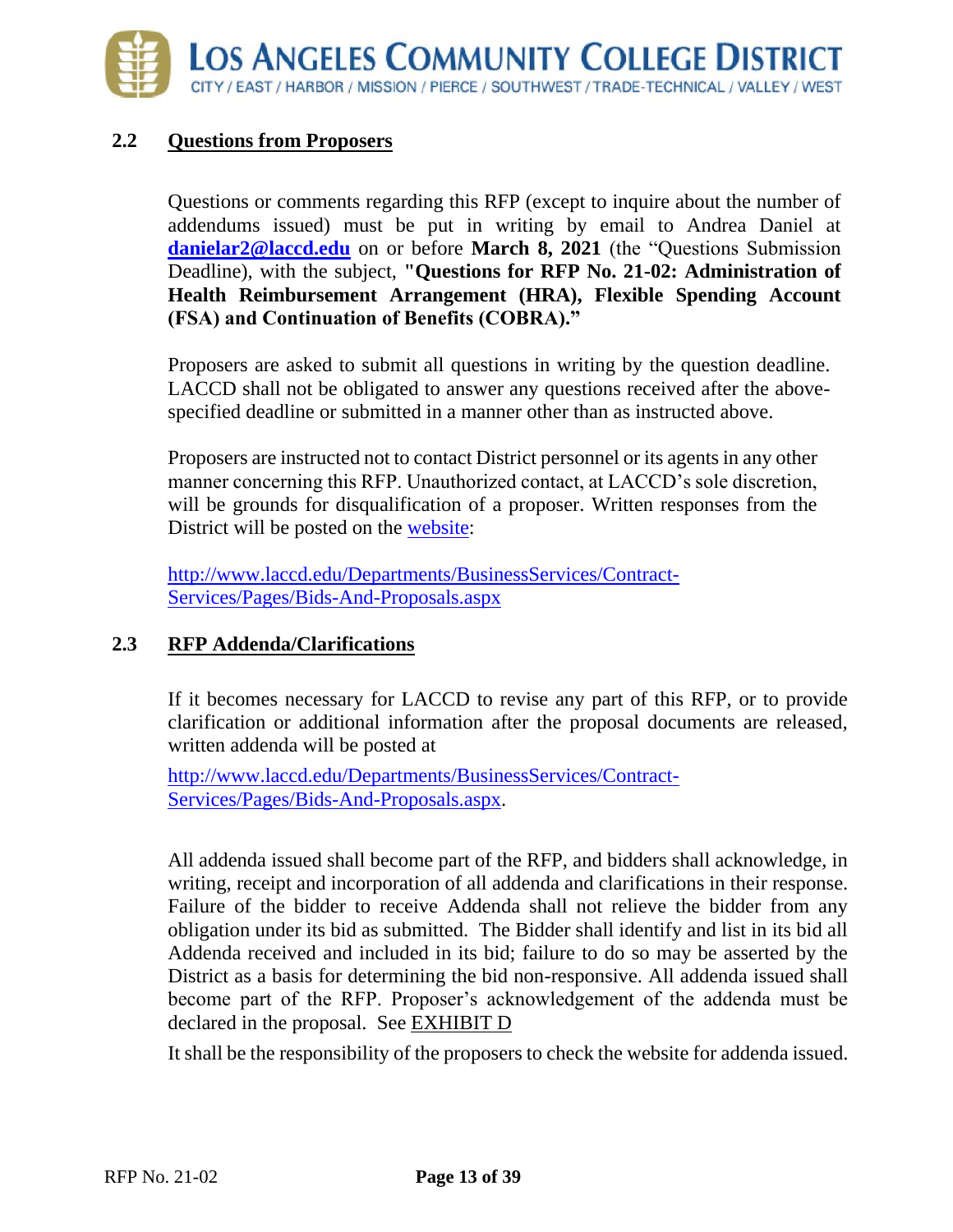## 2.2 Questions from Proposers

Questions or comments regarding this RFP (except to inquire about the number of addendums issued) must be put in writing by email to Andrea Daniel at **danielar2@laccd.edu** on or before **March 8, 2021** (the "Questions Submission Deadline), with the subject, **"Questions for RFP No. 21-02: Administration of Health Reimbursement Arrangement (HRA), Flexible Spending Account (FSA) and Continuation of Benefits (COBRA)."**

Proposers are asked to submit all questions in writing by the question deadline. LACCD shall not be obligated to answer any questions received after the above-specified deadline or submitted in a manner other than as instructed above.

Proposers are instructed not to contact District personnel or its agents in any other manner concerning this RFP. Unauthorized contact, at LACCD's sole discretion, will be grounds for disqualification of a proposer. Written responses from the District will be posted on the website:

http://www.laccd.edu/Departments/BusinessServices/Contract-Services/Pages/Bids-And-Proposals.aspx

## 2.3 RFP Addenda/Clarifications

If it becomes necessary for LACCD to revise any part of this RFP, or to provide clarification or additional information after the proposal documents are released, written addenda will be posted at

http://www.laccd.edu/Departments/BusinessServices/Contract-Services/Pages/Bids-And-Proposals.aspx.

All addenda issued shall become part of the RFP, and bidders shall acknowledge, in writing, receipt and incorporation of all addenda and clarifications in their response. Failure of the bidder to receive Addenda shall not relieve the bidder from any obligation under its bid as submitted. The Bidder shall identify and list in its bid all Addenda received and included in its bid; failure to do so may be asserted by the District as a basis for determining the bid non-responsive. All addenda issued shall become part of the RFP. Proposer's acknowledgement of the addenda must be declared in the proposal. See EXHIBIT D

It shall be the responsibility of the proposers to check the website for addenda issued.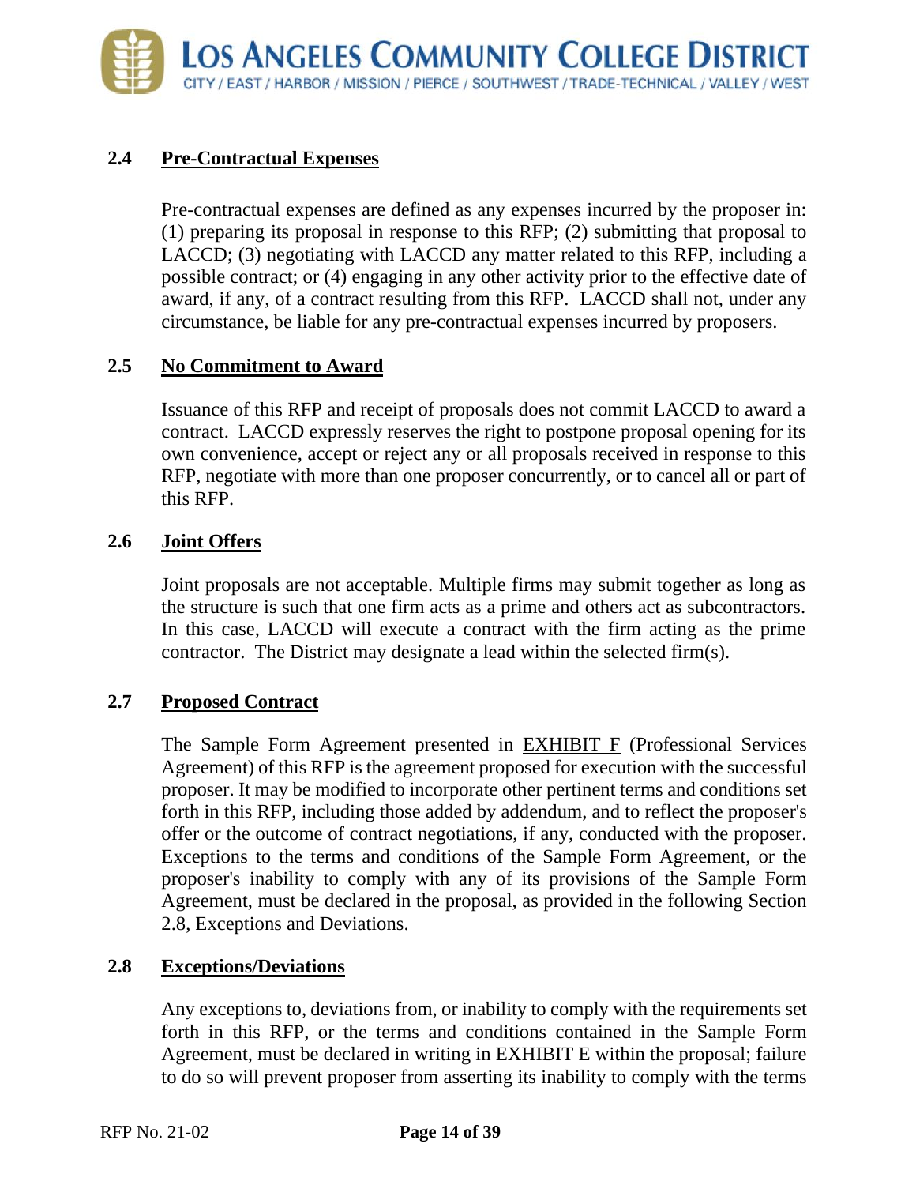## 2.4 Pre-Contractual Expenses

Pre-contractual expenses are defined as any expenses incurred by the proposer in: (1) preparing its proposal in response to this RFP; (2) submitting that proposal to LACCD; (3) negotiating with LACCD any matter related to this RFP, including a possible contract; or (4) engaging in any other activity prior to the effective date of award, if any, of a contract resulting from this RFP. LACCD shall not, under any circumstance, be liable for any pre-contractual expenses incurred by proposers.

## 2.5 No Commitment to Award

Issuance of this RFP and receipt of proposals does not commit LACCD to award a contract. LACCD expressly reserves the right to postpone proposal opening for its own convenience, accept or reject any or all proposals received in response to this RFP, negotiate with more than one proposer concurrently, or to cancel all or part of this RFP.

## 2.6 Joint Offers

Joint proposals are not acceptable. Multiple firms may submit together as long as the structure is such that one firm acts as a prime and others act as subcontractors. In this case, LACCD will execute a contract with the firm acting as the prime contractor. The District may designate a lead within the selected firm(s).

## 2.7 Proposed Contract

The Sample Form Agreement presented in EXHIBIT F (Professional Services Agreement) of this RFP is the agreement proposed for execution with the successful proposer. It may be modified to incorporate other pertinent terms and conditions set forth in this RFP, including those added by addendum, and to reflect the proposer's offer or the outcome of contract negotiations, if any, conducted with the proposer. Exceptions to the terms and conditions of the Sample Form Agreement, or the proposer's inability to comply with any of its provisions of the Sample Form Agreement, must be declared in the proposal, as provided in the following Section 2.8, Exceptions and Deviations.

## 2.8 Exceptions/Deviations

Any exceptions to, deviations from, or inability to comply with the requirements set forth in this RFP, or the terms and conditions contained in the Sample Form Agreement, must be declared in writing in EXHIBIT E within the proposal; failure to do so will prevent proposer from asserting its inability to comply with the terms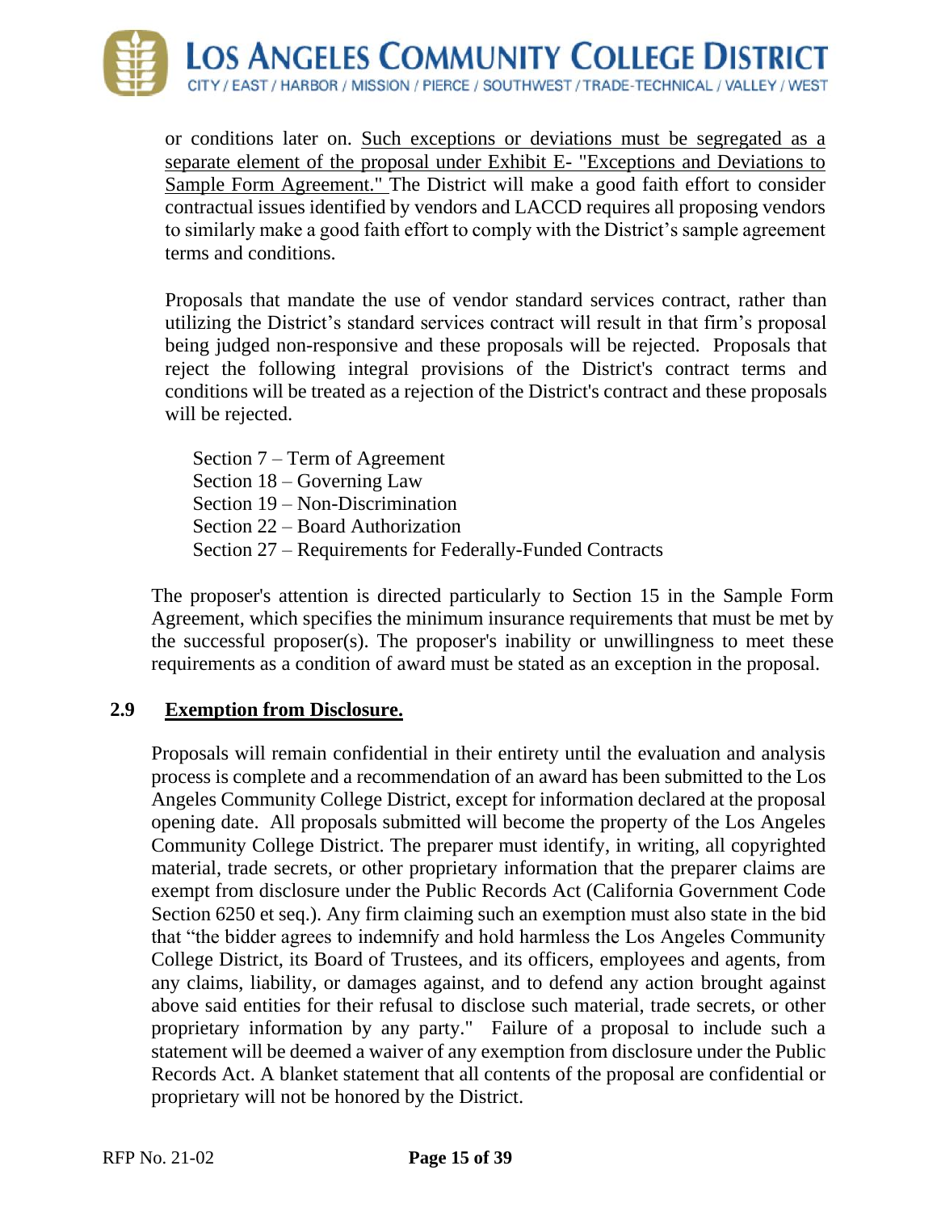or conditions later on. Such exceptions or deviations must be segregated as a separate element of the proposal under Exhibit E- "Exceptions and Deviations to Sample Form Agreement." The District will make a good faith effort to consider contractual issues identified by vendors and LACCD requires all proposing vendors to similarly make a good faith effort to comply with the District's sample agreement terms and conditions.

Proposals that mandate the use of vendor standard services contract, rather than utilizing the District's standard services contract will result in that firm's proposal being judged non-responsive and these proposals will be rejected. Proposals that reject the following integral provisions of the District's contract terms and conditions will be treated as a rejection of the District's contract and these proposals will be rejected.

Section 7 – Term of Agreement
Section 18 – Governing Law
Section 19 – Non-Discrimination
Section 22 – Board Authorization
Section 27 – Requirements for Federally-Funded Contracts

The proposer's attention is directed particularly to Section 15 in the Sample Form Agreement, which specifies the minimum insurance requirements that must be met by the successful proposer(s). The proposer's inability or unwillingness to meet these requirements as a condition of award must be stated as an exception in the proposal.

## 2.9 Exemption from Disclosure.

Proposals will remain confidential in their entirety until the evaluation and analysis process is complete and a recommendation of an award has been submitted to the Los Angeles Community College District, except for information declared at the proposal opening date. All proposals submitted will become the property of the Los Angeles Community College District. The preparer must identify, in writing, all copyrighted material, trade secrets, or other proprietary information that the preparer claims are exempt from disclosure under the Public Records Act (California Government Code Section 6250 et seq.). Any firm claiming such an exemption must also state in the bid that "the bidder agrees to indemnify and hold harmless the Los Angeles Community College District, its Board of Trustees, and its officers, employees and agents, from any claims, liability, or damages against, and to defend any action brought against above said entities for their refusal to disclose such material, trade secrets, or other proprietary information by any party." Failure of a proposal to include such a statement will be deemed a waiver of any exemption from disclosure under the Public Records Act. A blanket statement that all contents of the proposal are confidential or proprietary will not be honored by the District.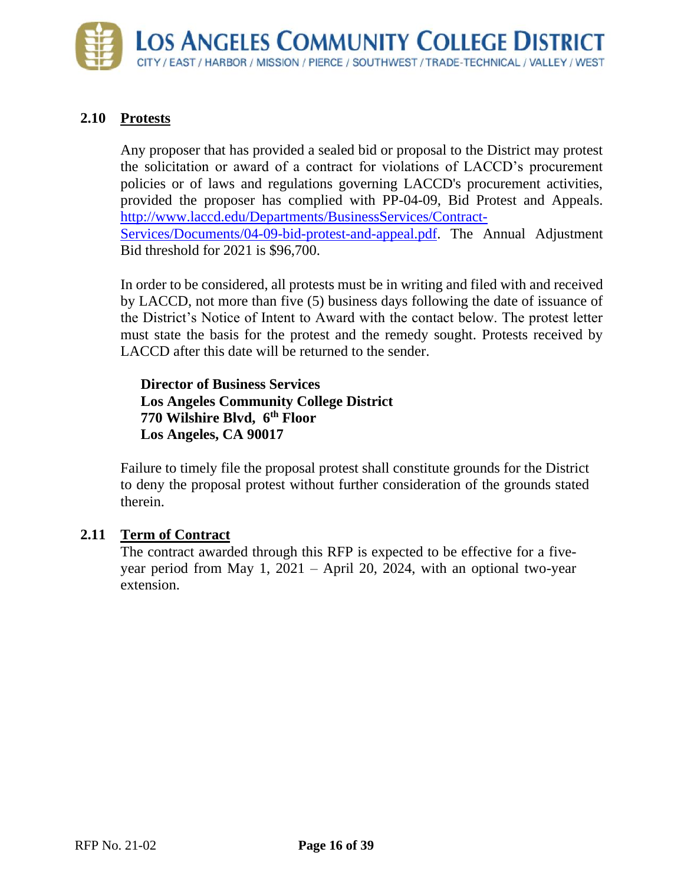## 2.10 Protests

Any proposer that has provided a sealed bid or proposal to the District may protest the solicitation or award of a contract for violations of LACCD's procurement policies or of laws and regulations governing LACCD's procurement activities, provided the proposer has complied with PP-04-09, Bid Protest and Appeals. [http://www.laccd.edu/Departments/BusinessServices/Contract-Services/Documents/04-09-bid-protest-and-appeal.pdf](http://www.laccd.edu/Departments/BusinessServices/Contract-Services/Documents/04-09-bid-protest-and-appeal.pdf). The Annual Adjustment Bid threshold for 2021 is $96,700.

In order to be considered, all protests must be in writing and filed with and received by LACCD, not more than five (5) business days following the date of issuance of the District's Notice of Intent to Award with the contact below. The protest letter must state the basis for the protest and the remedy sought. Protests received by LACCD after this date will be returned to the sender.

**Director of Business Services**
**Los Angeles Community College District**
**770 Wilshire Blvd, 6th Floor**
**Los Angeles, CA 90017**

Failure to timely file the proposal protest shall constitute grounds for the District to deny the proposal protest without further consideration of the grounds stated therein.

## 2.11 Term of Contract

The contract awarded through this RFP is expected to be effective for a five-year period from May 1, 2021 – April 20, 2024, with an optional two-year extension.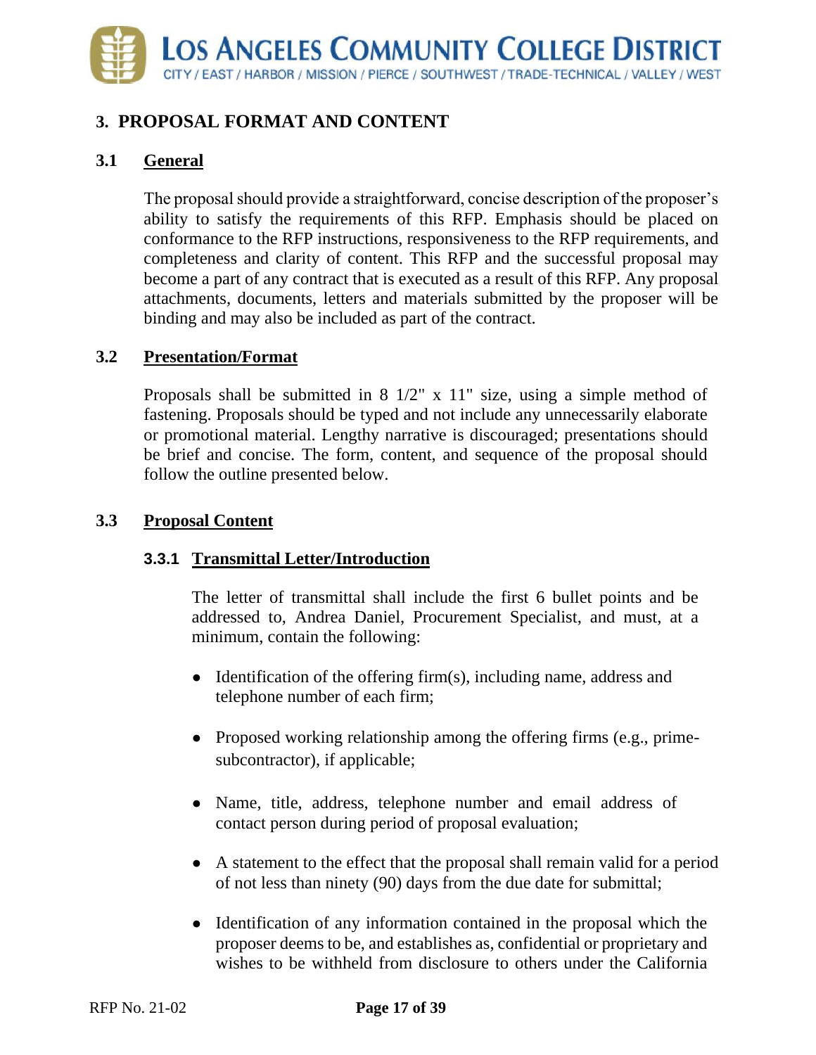## 3. PROPOSAL FORMAT AND CONTENT

### 3.1 General

The proposal should provide a straightforward, concise description of the proposer's ability to satisfy the requirements of this RFP. Emphasis should be placed on conformance to the RFP instructions, responsiveness to the RFP requirements, and completeness and clarity of content. This RFP and the successful proposal may become a part of any contract that is executed as a result of this RFP. Any proposal attachments, documents, letters and materials submitted by the proposer will be binding and may also be included as part of the contract.

### 3.2 Presentation/Format

Proposals shall be submitted in 8 1/2" x 11" size, using a simple method of fastening. Proposals should be typed and not include any unnecessarily elaborate or promotional material. Lengthy narrative is discouraged; presentations should be brief and concise. The form, content, and sequence of the proposal should follow the outline presented below.

### 3.3 Proposal Content

#### 3.3.1 Transmittal Letter/Introduction

The letter of transmittal shall include the first 6 bullet points and be addressed to, Andrea Daniel, Procurement Specialist, and must, at a minimum, contain the following:

- Identification of the offering firm(s), including name, address and telephone number of each firm;
- Proposed working relationship among the offering firms (e.g., prime-subcontractor), if applicable;
- Name, title, address, telephone number and email address of contact person during period of proposal evaluation;
- A statement to the effect that the proposal shall remain valid for a period of not less than ninety (90) days from the due date for submittal;
- Identification of any information contained in the proposal which the proposer deems to be, and establishes as, confidential or proprietary and wishes to be withheld from disclosure to others under the California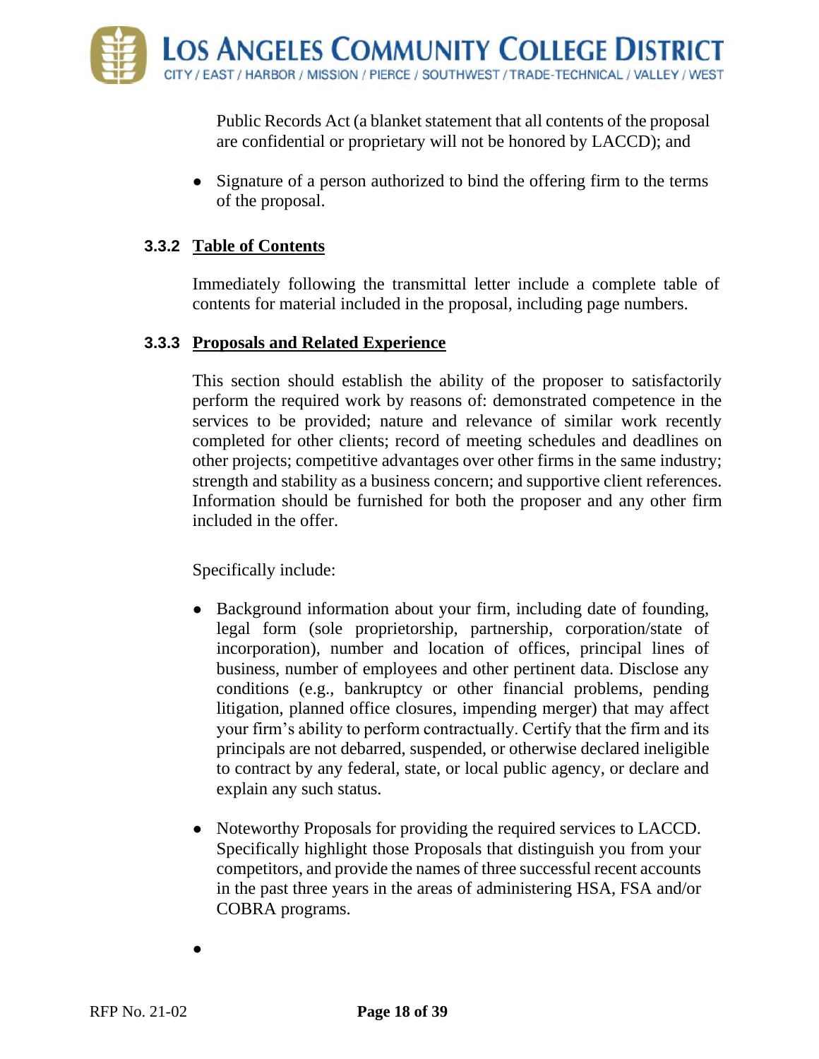Public Records Act (a blanket statement that all contents of the proposal are confidential or proprietary will not be honored by LACCD); and

- Signature of a person authorized to bind the offering firm to the terms of the proposal.

### 3.3.2 Table of Contents

Immediately following the transmittal letter include a complete table of contents for material included in the proposal, including page numbers.

### 3.3.3 Proposals and Related Experience

This section should establish the ability of the proposer to satisfactorily perform the required work by reasons of: demonstrated competence in the services to be provided; nature and relevance of similar work recently completed for other clients; record of meeting schedules and deadlines on other projects; competitive advantages over other firms in the same industry; strength and stability as a business concern; and supportive client references. Information should be furnished for both the proposer and any other firm included in the offer.

Specifically include:

- Background information about your firm, including date of founding, legal form (sole proprietorship, partnership, corporation/state of incorporation), number and location of offices, principal lines of business, number of employees and other pertinent data. Disclose any conditions (e.g., bankruptcy or other financial problems, pending litigation, planned office closures, impending merger) that may affect your firm's ability to perform contractually. Certify that the firm and its principals are not debarred, suspended, or otherwise declared ineligible to contract by any federal, state, or local public agency, or declare and explain any such status.

- Noteworthy Proposals for providing the required services to LACCD. Specifically highlight those Proposals that distinguish you from your competitors, and provide the names of three successful recent accounts in the past three years in the areas of administering HSA, FSA and/or COBRA programs.

-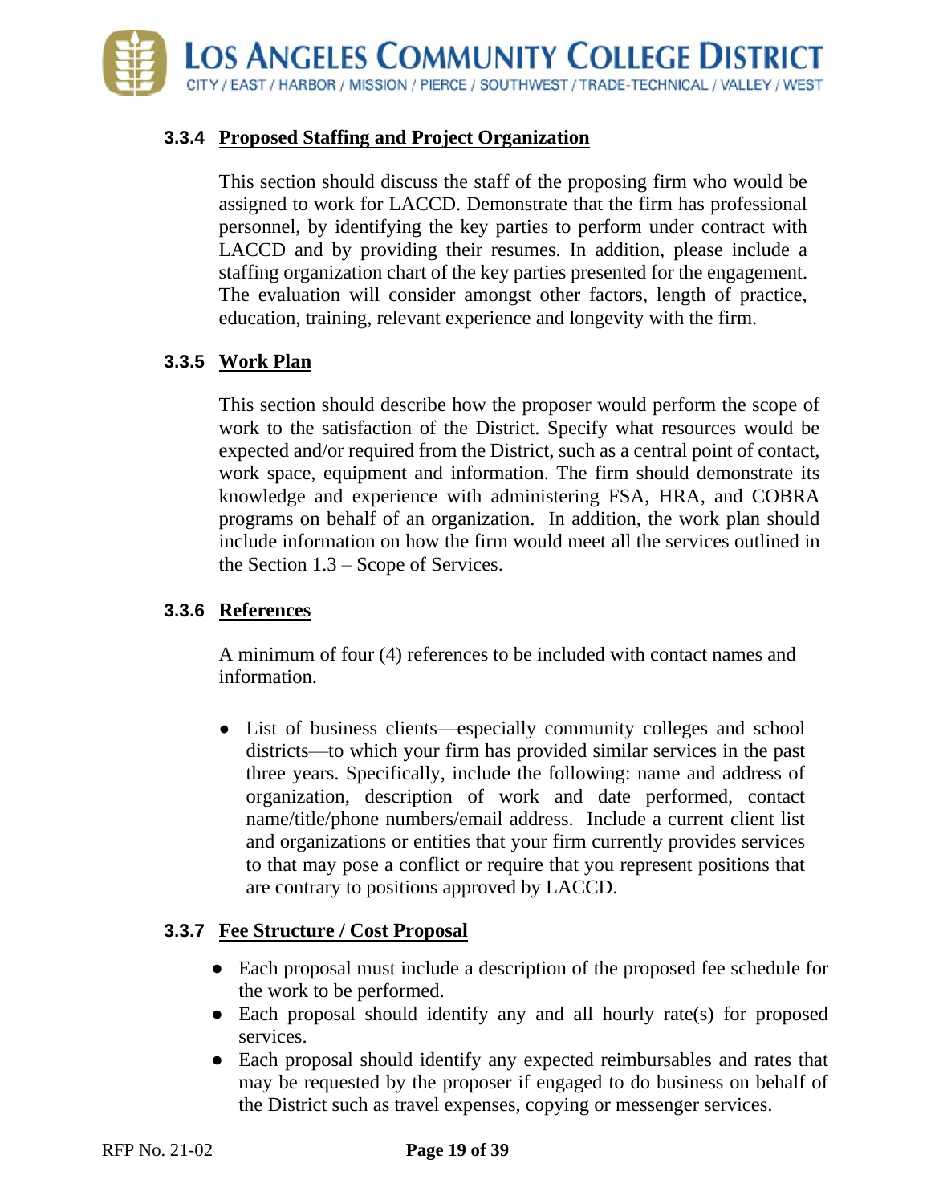### 3.3.4 Proposed Staffing and Project Organization

This section should discuss the staff of the proposing firm who would be assigned to work for LACCD. Demonstrate that the firm has professional personnel, by identifying the key parties to perform under contract with LACCD and by providing their resumes. In addition, please include a staffing organization chart of the key parties presented for the engagement. The evaluation will consider amongst other factors, length of practice, education, training, relevant experience and longevity with the firm.

### 3.3.5 Work Plan

This section should describe how the proposer would perform the scope of work to the satisfaction of the District. Specify what resources would be expected and/or required from the District, such as a central point of contact, work space, equipment and information. The firm should demonstrate its knowledge and experience with administering FSA, HRA, and COBRA programs on behalf of an organization. In addition, the work plan should include information on how the firm would meet all the services outlined in the Section 1.3 – Scope of Services.

### 3.3.6 References

A minimum of four (4) references to be included with contact names and information.

- List of business clients—especially community colleges and school districts—to which your firm has provided similar services in the past three years. Specifically, include the following: name and address of organization, description of work and date performed, contact name/title/phone numbers/email address. Include a current client list and organizations or entities that your firm currently provides services to that may pose a conflict or require that you represent positions that are contrary to positions approved by LACCD.

### 3.3.7 Fee Structure / Cost Proposal

- Each proposal must include a description of the proposed fee schedule for the work to be performed.
- Each proposal should identify any and all hourly rate(s) for proposed services.
- Each proposal should identify any expected reimbursables and rates that may be requested by the proposer if engaged to do business on behalf of the District such as travel expenses, copying or messenger services.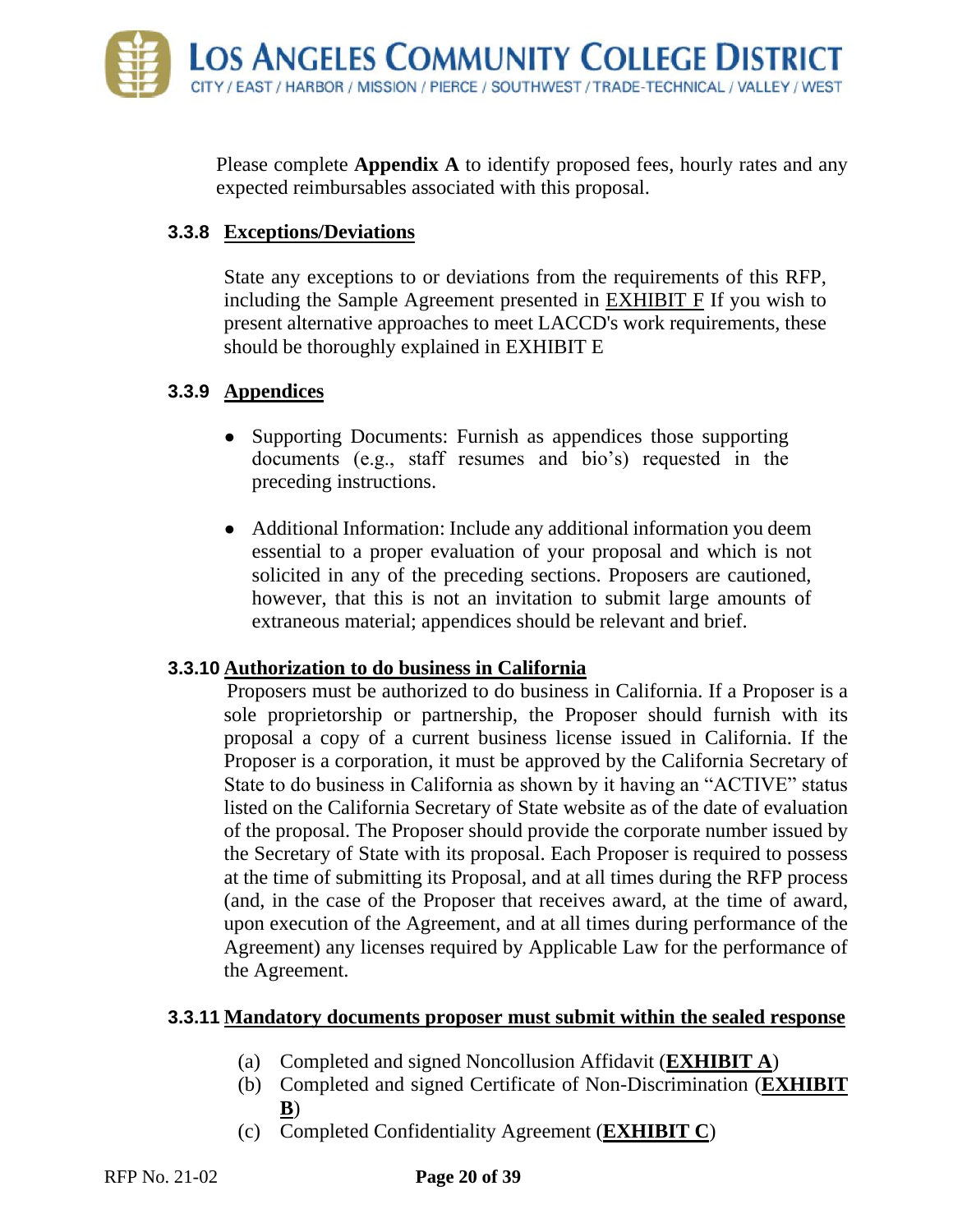Please complete **Appendix A** to identify proposed fees, hourly rates and any expected reimbursables associated with this proposal.

### 3.3.8 Exceptions/Deviations

State any exceptions to or deviations from the requirements of this RFP, including the Sample Agreement presented in EXHIBIT F If you wish to present alternative approaches to meet LACCD's work requirements, these should be thoroughly explained in EXHIBIT E

### 3.3.9 Appendices

- Supporting Documents: Furnish as appendices those supporting documents (e.g., staff resumes and bio's) requested in the preceding instructions.
- Additional Information: Include any additional information you deem essential to a proper evaluation of your proposal and which is not solicited in any of the preceding sections. Proposers are cautioned, however, that this is not an invitation to submit large amounts of extraneous material; appendices should be relevant and brief.

### 3.3.10 Authorization to do business in California

Proposers must be authorized to do business in California. If a Proposer is a sole proprietorship or partnership, the Proposer should furnish with its proposal a copy of a current business license issued in California. If the Proposer is a corporation, it must be approved by the California Secretary of State to do business in California as shown by it having an "ACTIVE" status listed on the California Secretary of State website as of the date of evaluation of the proposal. The Proposer should provide the corporate number issued by the Secretary of State with its proposal. Each Proposer is required to possess at the time of submitting its Proposal, and at all times during the RFP process (and, in the case of the Proposer that receives award, at the time of award, upon execution of the Agreement, and at all times during performance of the Agreement) any licenses required by Applicable Law for the performance of the Agreement.

### 3.3.11 Mandatory documents proposer must submit within the sealed response

(a) Completed and signed Noncollusion Affidavit (**EXHIBIT A**)
(b) Completed and signed Certificate of Non-Discrimination (**EXHIBIT B**)
(c) Completed Confidentiality Agreement (**EXHIBIT C**)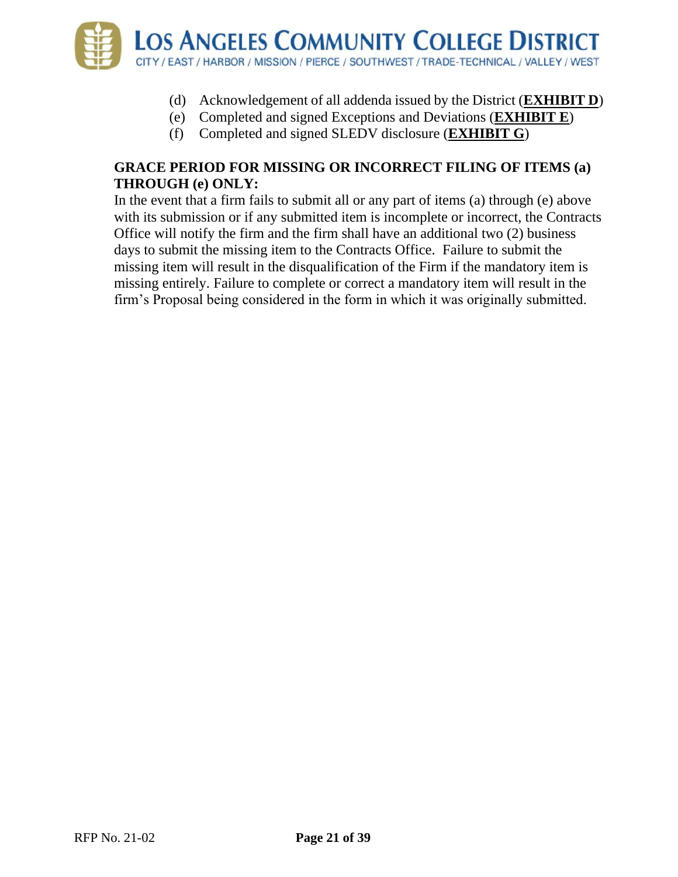(d) Acknowledgement of all addenda issued by the District (**EXHIBIT D**)
(e) Completed and signed Exceptions and Deviations (**EXHIBIT E**)
(f) Completed and signed SLEDV disclosure (**EXHIBIT G**)

**GRACE PERIOD FOR MISSING OR INCORRECT FILING OF ITEMS (a) THROUGH (e) ONLY:**

In the event that a firm fails to submit all or any part of items (a) through (e) above with its submission or if any submitted item is incomplete or incorrect, the Contracts Office will notify the firm and the firm shall have an additional two (2) business days to submit the missing item to the Contracts Office. Failure to submit the missing item will result in the disqualification of the Firm if the mandatory item is missing entirely. Failure to complete or correct a mandatory item will result in the firm's Proposal being considered in the form in which it was originally submitted.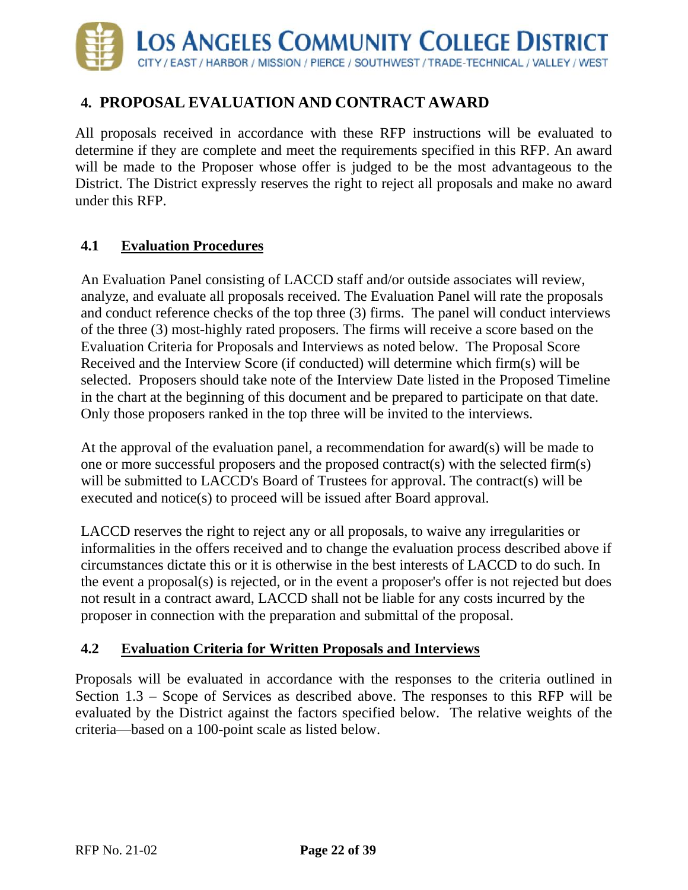## 4. PROPOSAL EVALUATION AND CONTRACT AWARD

All proposals received in accordance with these RFP instructions will be evaluated to determine if they are complete and meet the requirements specified in this RFP. An award will be made to the Proposer whose offer is judged to be the most advantageous to the District. The District expressly reserves the right to reject all proposals and make no award under this RFP.

### 4.1 Evaluation Procedures

An Evaluation Panel consisting of LACCD staff and/or outside associates will review, analyze, and evaluate all proposals received. The Evaluation Panel will rate the proposals and conduct reference checks of the top three (3) firms. The panel will conduct interviews of the three (3) most-highly rated proposers. The firms will receive a score based on the Evaluation Criteria for Proposals and Interviews as noted below. The Proposal Score Received and the Interview Score (if conducted) will determine which firm(s) will be selected. Proposers should take note of the Interview Date listed in the Proposed Timeline in the chart at the beginning of this document and be prepared to participate on that date. Only those proposers ranked in the top three will be invited to the interviews.

At the approval of the evaluation panel, a recommendation for award(s) will be made to one or more successful proposers and the proposed contract(s) with the selected firm(s) will be submitted to LACCD's Board of Trustees for approval. The contract(s) will be executed and notice(s) to proceed will be issued after Board approval.

LACCD reserves the right to reject any or all proposals, to waive any irregularities or informalities in the offers received and to change the evaluation process described above if circumstances dictate this or it is otherwise in the best interests of LACCD to do such. In the event a proposal(s) is rejected, or in the event a proposer's offer is not rejected but does not result in a contract award, LACCD shall not be liable for any costs incurred by the proposer in connection with the preparation and submittal of the proposal.

### 4.2 Evaluation Criteria for Written Proposals and Interviews

Proposals will be evaluated in accordance with the responses to the criteria outlined in Section 1.3 – Scope of Services as described above. The responses to this RFP will be evaluated by the District against the factors specified below. The relative weights of the criteria—based on a 100-point scale as listed below.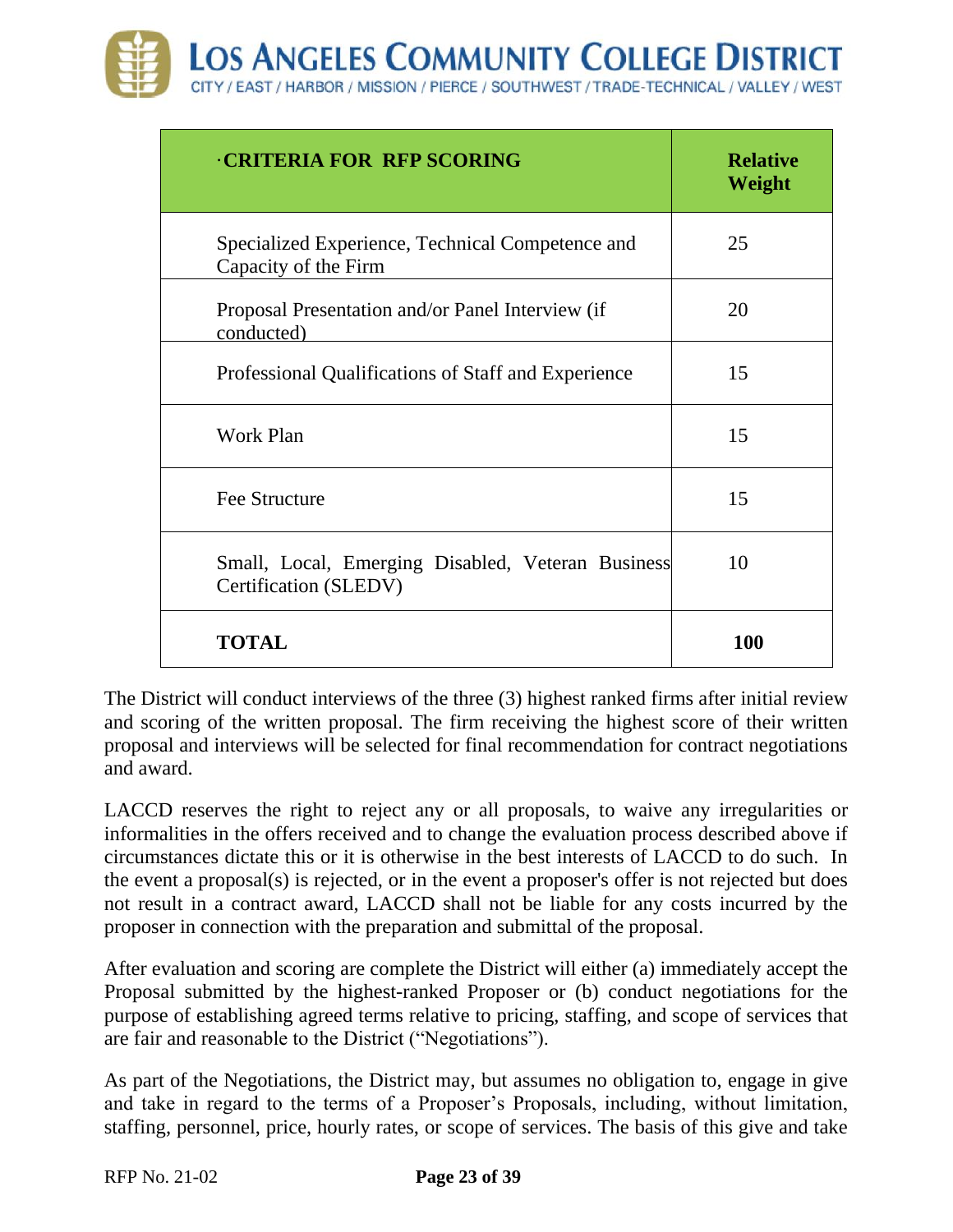| ·CRITERIA FOR RFP SCORING | Relative Weight |
|---|---|
| Specialized Experience, Technical Competence and Capacity of the Firm | 25 |
| Proposal Presentation and/or Panel Interview (if conducted) | 20 |
| Professional Qualifications of Staff and Experience | 15 |
| Work Plan | 15 |
| Fee Structure | 15 |
| Small, Local, Emerging Disabled, Veteran Business Certification (SLEDV) | 10 |
| **TOTAL** | **100** |

The District will conduct interviews of the three (3) highest ranked firms after initial review and scoring of the written proposal. The firm receiving the highest score of their written proposal and interviews will be selected for final recommendation for contract negotiations and award.

LACCD reserves the right to reject any or all proposals, to waive any irregularities or informalities in the offers received and to change the evaluation process described above if circumstances dictate this or it is otherwise in the best interests of LACCD to do such. In the event a proposal(s) is rejected, or in the event a proposer's offer is not rejected but does not result in a contract award, LACCD shall not be liable for any costs incurred by the proposer in connection with the preparation and submittal of the proposal.

After evaluation and scoring are complete the District will either (a) immediately accept the Proposal submitted by the highest-ranked Proposer or (b) conduct negotiations for the purpose of establishing agreed terms relative to pricing, staffing, and scope of services that are fair and reasonable to the District ("Negotiations").

As part of the Negotiations, the District may, but assumes no obligation to, engage in give and take in regard to the terms of a Proposer's Proposals, including, without limitation, staffing, personnel, price, hourly rates, or scope of services. The basis of this give and take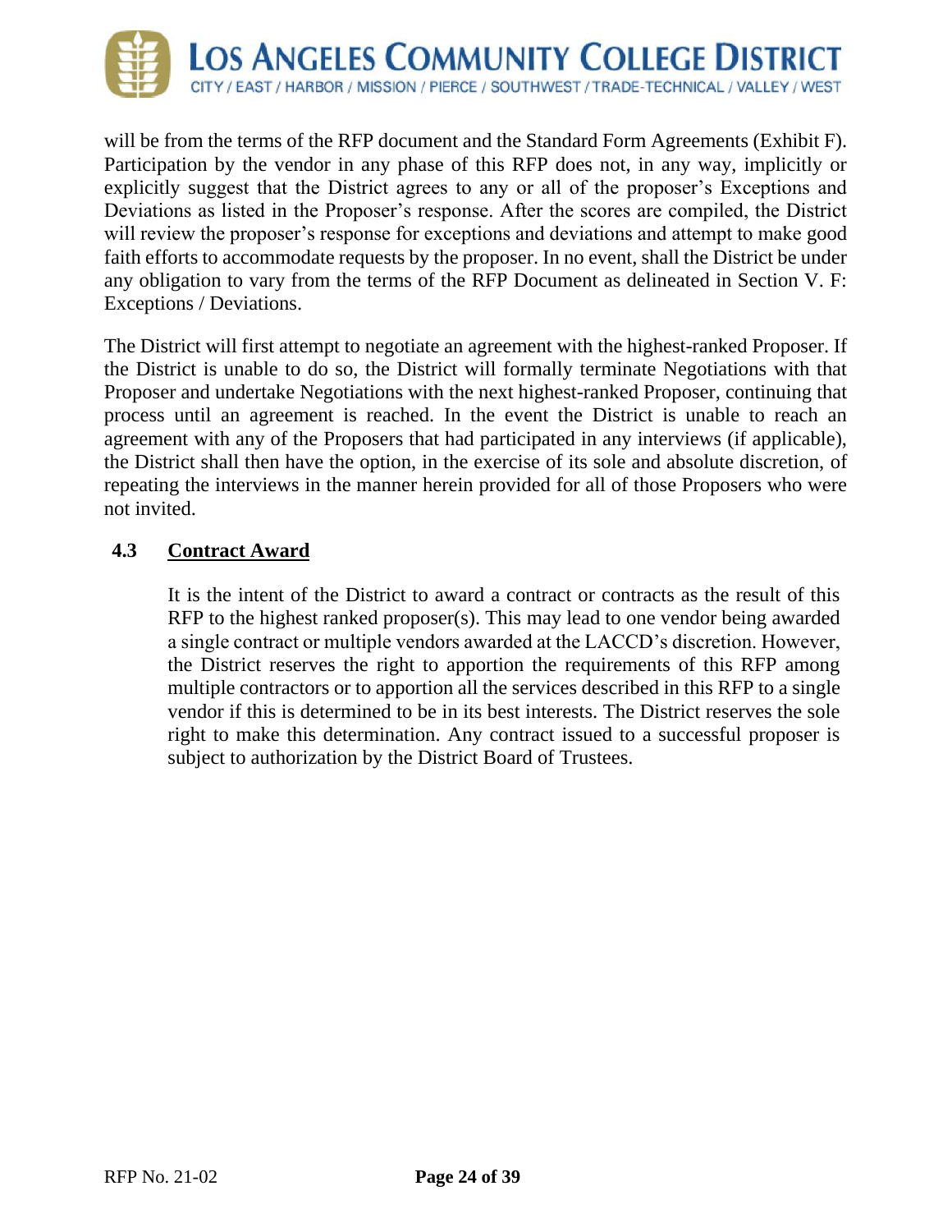will be from the terms of the RFP document and the Standard Form Agreements (Exhibit F). Participation by the vendor in any phase of this RFP does not, in any way, implicitly or explicitly suggest that the District agrees to any or all of the proposer's Exceptions and Deviations as listed in the Proposer's response. After the scores compiled, the District will review the proposer's response for exceptions and deviations and attempt to make good faith efforts to accommodate requests by the proposer. In no event, shall the District be under any obligation to vary from the terms of the RFP Document as delineated in Section V. F: Exceptions / Deviations.

The District will first attempt to negotiate an agreement with the highest-ranked Proposer. If the District is unable to do so, the District will formally terminate Negotiations with that Proposer and undertake Negotiations with the next highest-ranked Proposer, continuing that process until an agreement is reached. In the event the District is unable to reach an agreement with any of the Proposers that had participated in any interviews (if applicable), the District shall then have the option, in the exercise of its sole and absolute discretion, of repeating the interviews in the manner herein provided for all of those Proposers who were not invited.

### 4.3 Contract Award

It is the intent of the District to award a contract or contracts as the result of this RFP to the highest ranked proposer(s). This may lead to one vendor being awarded a single contract or multiple vendors awarded at the LACCD's discretion. However, the District reserves the right to apportion the requirements of this RFP among multiple contractors or to apportion all the services described in this RFP to a single vendor if this is determined to be in its best interests. The District reserves the sole right to make this determination. Any contract issued to a successful proposer is subject to authorization by the District Board of Trustees.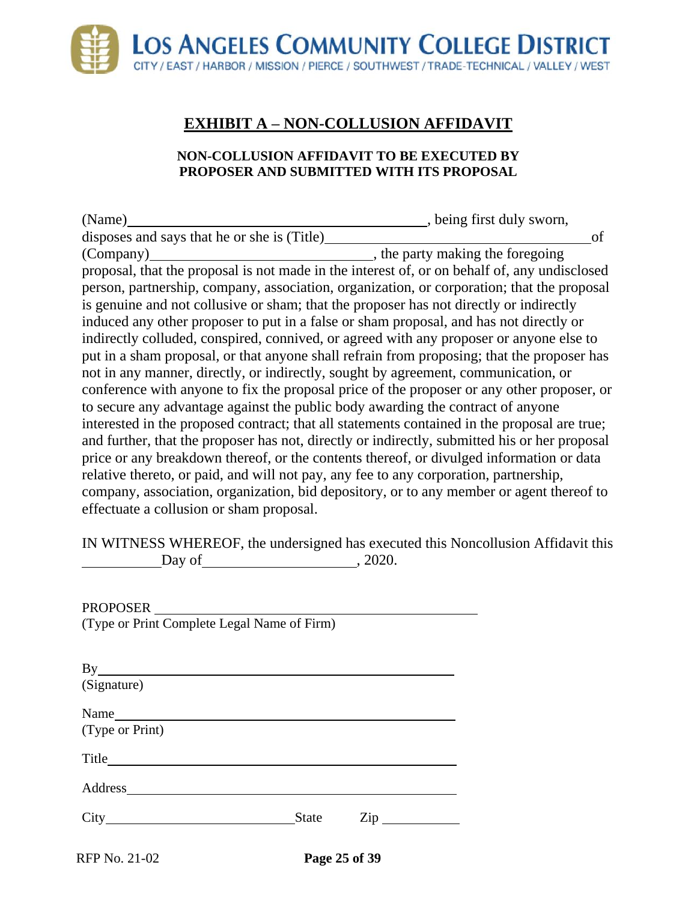LOS ANGELES COMMUNITY COLLEGE DISTRICT
CITY / EAST / HARBOR / MISSION / PIERCE / SOUTHWEST / TRADE-TECHNICAL / VALLEY / WEST

# EXHIBIT A – NON-COLLUSION AFFIDAVIT

**NON-COLLUSION AFFIDAVIT TO BE EXECUTED BY PROPOSER AND SUBMITTED WITH ITS PROPOSAL**

(Name)\_\_\_\_\_\_\_\_\_\_\_\_\_\_\_\_\_\_\_\_\_\_\_\_\_\_\_\_\_\_\_\_\_\_\_\_, being first duly sworn, disposes and says that he or she is (Title)\_\_\_\_\_\_\_\_\_\_\_\_\_\_\_\_\_\_\_\_\_\_\_\_\_\_\_\_\_\_\_\_ of (Company)\_\_\_\_\_\_\_\_\_\_\_\_\_\_\_\_\_\_\_\_\_\_\_\_\_\_\_, the party making the foregoing proposal, that the proposal is not made in the interest of, or on behalf of, any undisclosed person, partnership, company, association, organization, or corporation; that the proposal is genuine and not collusive or sham; that the proposer has not directly or indirectly induced any other proposer to put in a false or sham proposal, and has not directly or indirectly colluded, conspired, connived, or agreed with any proposer or anyone else to put in a sham proposal, or that anyone shall refrain from proposing; that the proposer has not in any manner, directly, or indirectly, sought by agreement, communication, or conference with anyone to fix the proposal price of the proposer or any other proposer, or to secure any advantage against the public body awarding the contract of anyone interested in the proposed contract; that all statements contained in the proposal are true; and further, that the proposer has not, directly or indirectly, submitted his or her proposal price or any breakdown thereof, or the contents thereof, or divulged information or data relative thereto, or paid, and will not pay, any fee to any corporation, partnership, company, association, organization, bid depository, or to any member or agent thereof to effectuate a collusion or sham proposal.

IN WITNESS WHEREOF, the undersigned has executed this Noncollusion Affidavit this \_\_\_\_\_\_\_\_\_\_ Day of\_\_\_\_\_\_\_\_\_\_\_\_\_\_\_\_\_\_\_\_, 2020.

PROPOSER \_\_\_\_\_\_\_\_\_\_\_\_\_\_\_\_\_\_\_\_\_\_\_\_\_\_\_\_\_\_\_\_\_\_\_\_\_\_\_\_
(Type or Print Complete Legal Name of Firm)

By\_\_\_\_\_\_\_\_\_\_\_\_\_\_\_\_\_\_\_\_\_\_\_\_\_\_\_\_\_\_\_\_\_\_\_\_\_\_\_\_\_\_\_\_\_\_\_\_
(Signature)

Name\_\_\_\_\_\_\_\_\_\_\_\_\_\_\_\_\_\_\_\_\_\_\_\_\_\_\_\_\_\_\_\_\_\_\_\_\_\_\_\_\_\_\_\_\_
(Type or Print)

Title\_\_\_\_\_\_\_\_\_\_\_\_\_\_\_\_\_\_\_\_\_\_\_\_\_\_\_\_\_\_\_\_\_\_\_\_\_\_\_\_\_\_\_\_\_\_

Address\_\_\_\_\_\_\_\_\_\_\_\_\_\_\_\_\_\_\_\_\_\_\_\_\_\_\_\_\_\_\_\_\_\_\_\_\_\_\_\_\_\_\_

City\_\_\_\_\_\_\_\_\_\_\_\_\_\_\_\_\_\_\_\_\_\_\_\_\_\_ State Zip \_\_\_\_\_\_\_\_\_\_

RFP No. 21-02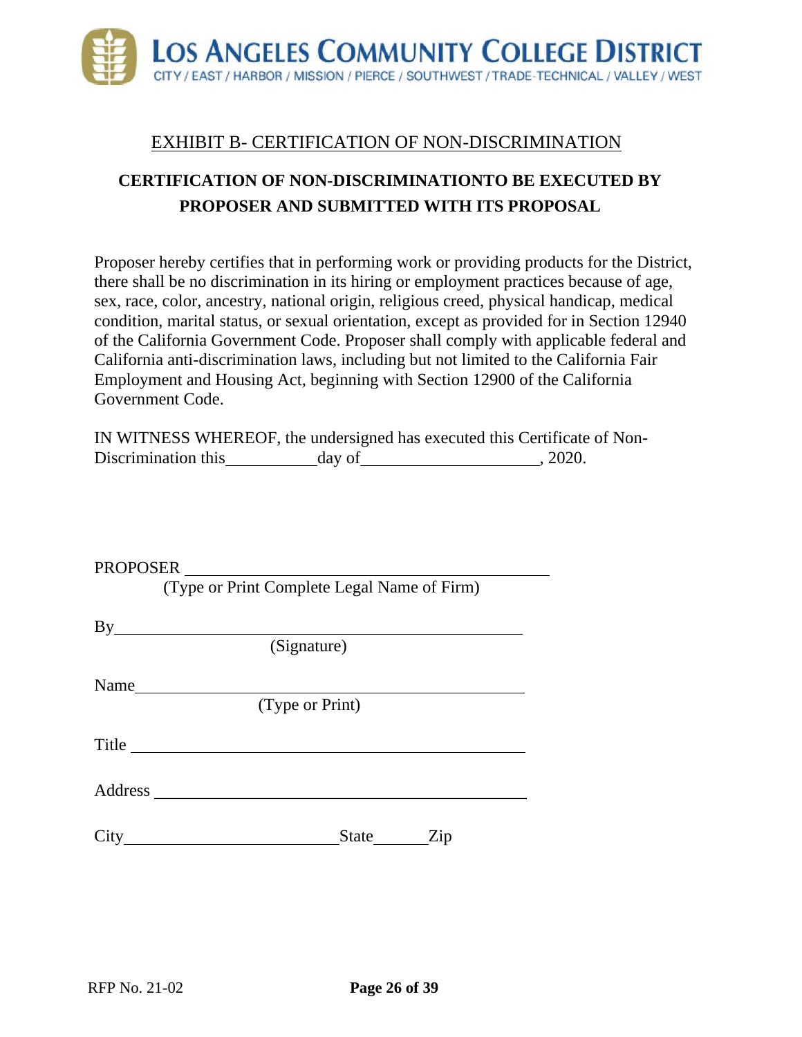# EXHIBIT B- CERTIFICATION OF NON-DISCRIMINATION

**CERTIFICATION OF NON-DISCRIMINATIONTO BE EXECUTED BY PROPOSER AND SUBMITTED WITH ITS PROPOSAL**

Proposer hereby certifies that in performing work or providing products for the District, there shall be no discrimination in its hiring or employment practices because of age, sex, race, color, ancestry, national origin, religious creed, physical handicap, medical condition, marital status, or sexual orientation, except as provided for in Section 12940 of the California Government Code. Proposer shall comply with applicable federal and California anti-discrimination laws, including but not limited to the California Fair Employment and Housing Act, beginning with Section 12900 of the California Government Code.

IN WITNESS WHEREOF, the undersigned has executed this Certificate of Non-Discrimination this\_\_\_\_\_\_\_\_\_\_day of\_\_\_\_\_\_\_\_\_\_\_\_\_\_\_\_\_\_\_\_, 2020.

PROPOSER \_\_\_\_\_\_\_\_\_\_\_\_\_\_\_\_\_\_\_\_\_\_\_\_\_\_\_\_\_\_\_\_\_\_\_\_\_\_\_\_
(Type or Print Complete Legal Name of Firm)

By\_\_\_\_\_\_\_\_\_\_\_\_\_\_\_\_\_\_\_\_\_\_\_\_\_\_\_\_\_\_\_\_\_\_\_\_\_\_\_\_\_\_\_\_
(Signature)

Name\_\_\_\_\_\_\_\_\_\_\_\_\_\_\_\_\_\_\_\_\_\_\_\_\_\_\_\_\_\_\_\_\_\_\_\_\_\_\_\_\_\_
(Type or Print)

Title \_\_\_\_\_\_\_\_\_\_\_\_\_\_\_\_\_\_\_\_\_\_\_\_\_\_\_\_\_\_\_\_\_\_\_\_\_\_\_\_\_\_

Address \_\_\_\_\_\_\_\_\_\_\_\_\_\_\_\_\_\_\_\_\_\_\_\_\_\_\_\_\_\_\_\_\_\_\_\_\_\_\_

City\_\_\_\_\_\_\_\_\_\_\_\_\_\_\_\_\_\_\_\_\_\_\_\_State\_\_\_\_\_\_Zip

RFP No. 21-02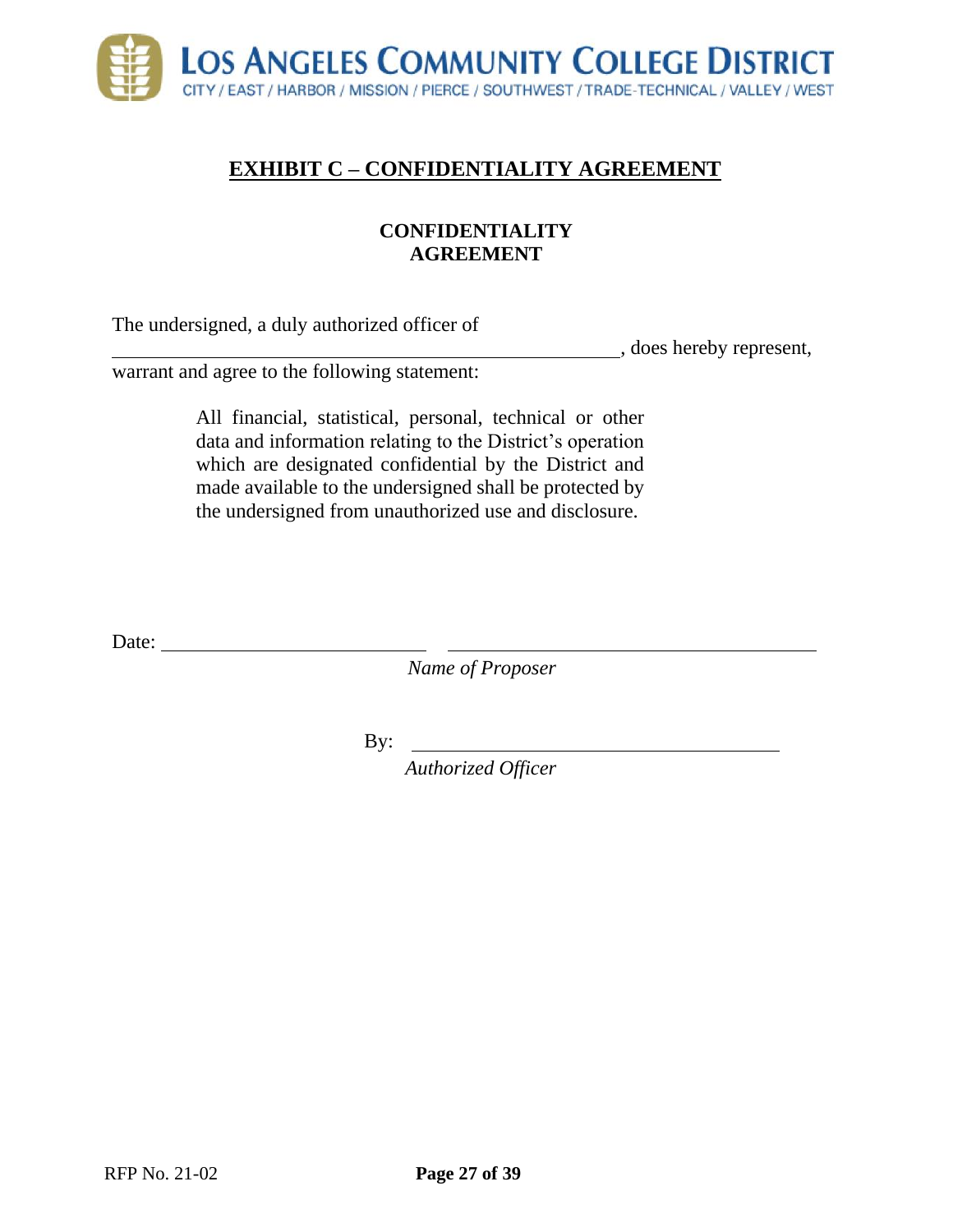# EXHIBIT C – CONFIDENTIALITY AGREEMENT

## CONFIDENTIALITY AGREEMENT

The undersigned, a duly authorized officer of \_\_\_\_\_\_\_\_\_\_\_\_\_\_\_\_\_\_\_\_\_\_\_\_\_\_\_\_\_\_\_\_\_\_\_\_\_\_\_\_\_\_\_\_\_\_, does hereby represent, warrant and agree to the following statement:

> All financial, statistical, personal, technical or other data and information relating to the District's operation which are designated confidential by the District and made available to the undersigned shall be protected by the undersigned from unauthorized use and disclosure.

Date: \_\_\_\_\_\_\_\_\_\_\_\_\_\_\_\_\_\_\_\_\_\_\_\_\_\_ \_\_\_\_\_\_\_\_\_\_\_\_\_\_\_\_\_\_\_\_\_\_\_\_\_\_\_\_\_\_\_\_\_\_\_\_\_\_

*Name of Proposer*

By: \_\_\_\_\_\_\_\_\_\_\_\_\_\_\_\_\_\_\_\_\_\_\_\_\_\_\_\_\_\_\_\_\_\_\_\_\_\_

*Authorized Officer*

RFP No. 21-02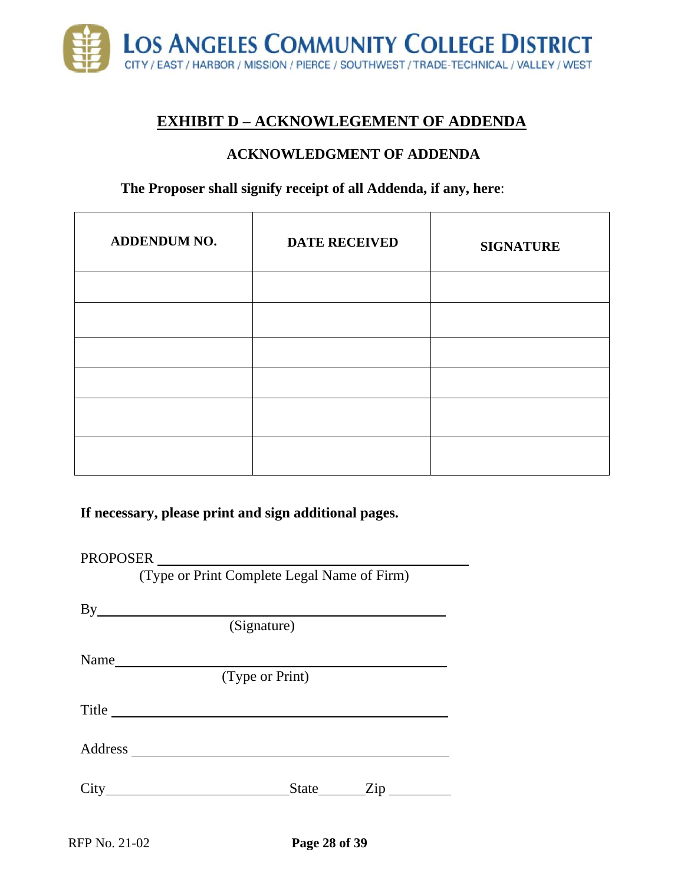## EXHIBIT D – ACKNOWLEGEMENT OF ADDENDA

### ACKNOWLEDGMENT OF ADDENDA

**The Proposer shall signify receipt of all Addenda, if any, here**:

| ADDENDUM NO. | DATE RECEIVED | SIGNATURE |
|---|---|---|
| | | |
| | | |
| | | |
| | | |
| | | |
| | | |

**If necessary, please print and sign additional pages.**

PROPOSER ______________________________________________
(Type or Print Complete Legal Name of Firm)

By______________________________________________
(Signature)

Name______________________________________________
(Type or Print)

Title ______________________________________________

Address ______________________________________________

City__________________________State_______Zip _________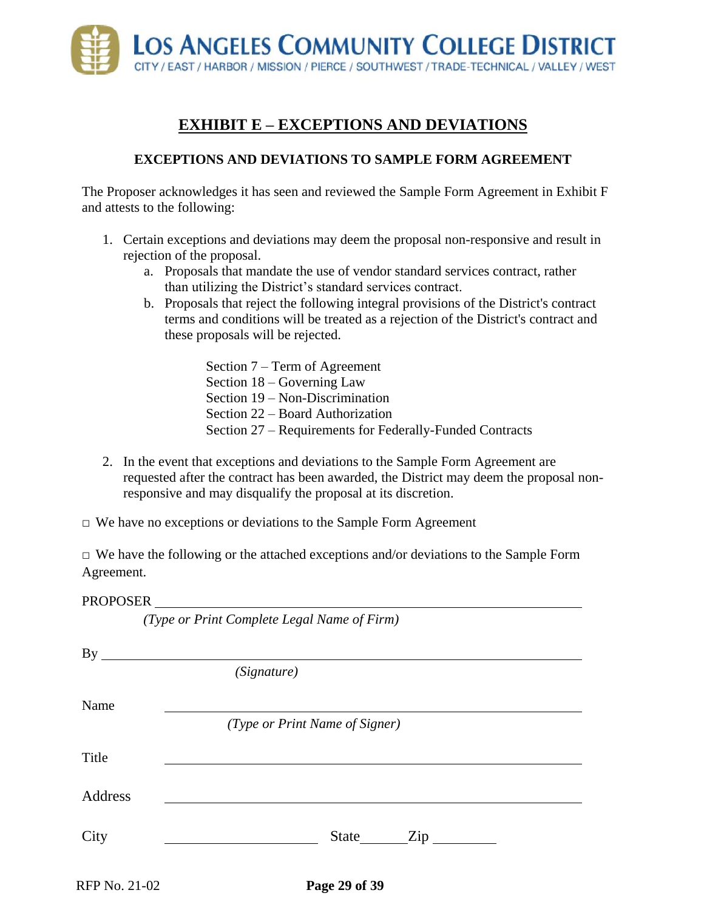# EXHIBIT E – EXCEPTIONS AND DEVIATIONS

## EXCEPTIONS AND DEVIATIONS TO SAMPLE FORM AGREEMENT

The Proposer acknowledges it has seen and reviewed the Sample Form Agreement in Exhibit F and attests to the following:

1. Certain exceptions and deviations may deem the proposal non-responsive and result in rejection of the proposal.
   a. Proposals that mandate the use of vendor standard services contract, rather than utilizing the District's standard services contract.
   b. Proposals that reject the following integral provisions of the District's contract terms and conditions will be treated as a rejection of the District's contract and these proposals will be rejected.

      Section 7 – Term of Agreement
      Section 18 – Governing Law
      Section 19 – Non-Discrimination
      Section 22 – Board Authorization
      Section 27 – Requirements for Federally-Funded Contracts

2. In the event that exceptions and deviations to the Sample Form Agreement are requested after the contract has been awarded, the District may deem the proposal non-responsive and may disqualify the proposal at its discretion.

□ We have no exceptions or deviations to the Sample Form Agreement

□ We have the following or the attached exceptions and/or deviations to the Sample Form Agreement.

PROPOSER ______________________________________________
*(Type or Print Complete Legal Name of Firm)*

By ______________________________________________
*(Signature)*

Name ______________________________________________
*(Type or Print Name of Signer)*

Title ______________________________________________

Address ______________________________________________

City ____________________ State ______ Zip ________

RFP No. 21-02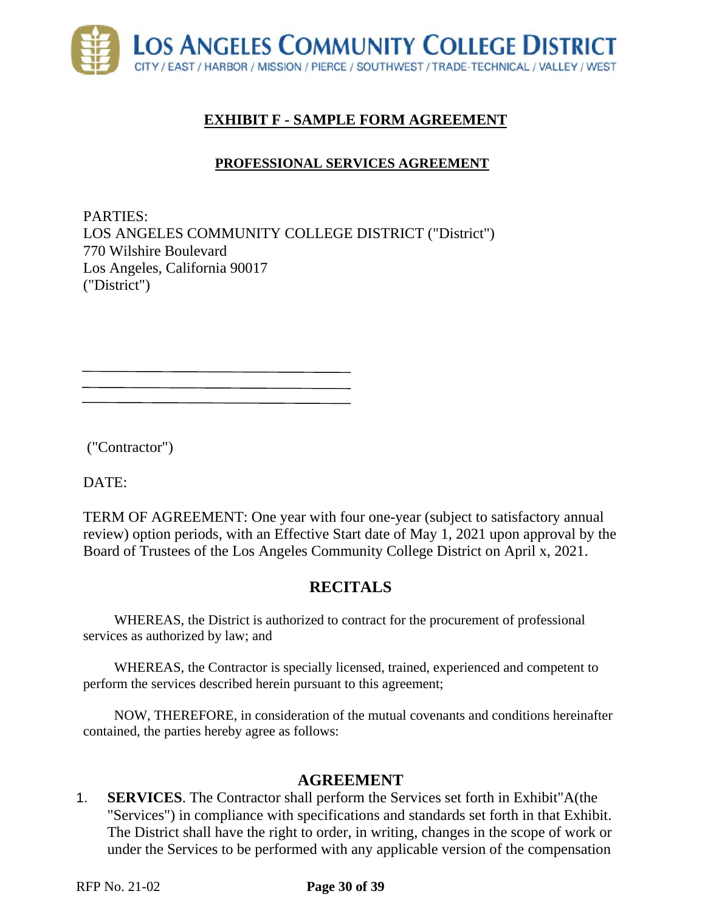**EXHIBIT F - SAMPLE FORM AGREEMENT**

**PROFESSIONAL SERVICES AGREEMENT**

PARTIES:
LOS ANGELES COMMUNITY COLLEGE DISTRICT ("District")
770 Wilshire Boulevard
Los Angeles, California 90017
("District")

\_\_\_\_\_\_\_\_\_\_\_\_\_\_\_\_\_\_\_\_\_\_\_\_\_\_\_\_\_\_\_\_\_\_\_\_\_\_\_\_
\_\_\_\_\_\_\_\_\_\_\_\_\_\_\_\_\_\_\_\_\_\_\_\_\_\_\_\_\_\_\_\_\_\_\_\_\_\_\_\_
\_\_\_\_\_\_\_\_\_\_\_\_\_\_\_\_\_\_\_\_\_\_\_\_\_\_\_\_\_\_\_\_\_\_\_\_\_\_\_\_

("Contractor")

DATE:

TERM OF AGREEMENT: One year with four one-year (subject to satisfactory annual review) option periods, with an Effective Start date of May 1, 2021 upon approval by the Board of Trustees of the Los Angeles Community College District on April x, 2021.

## RECITALS

WHEREAS, the District is authorized to contract for the procurement of professional services as authorized by law; and

WHEREAS, the Contractor is specially licensed, trained, experienced and competent to perform the services described herein pursuant to this agreement;

NOW, THEREFORE, in consideration of the mutual covenants and conditions hereinafter contained, the parties hereby agree as follows:

## AGREEMENT

1. **SERVICES**. The Contractor shall perform the Services set forth in Exhibit"A(the "Services") in compliance with specifications and standards set forth in that Exhibit. The District shall have the right to order, in writing, changes in the scope of work or under the Services to be performed with any applicable version of the compensation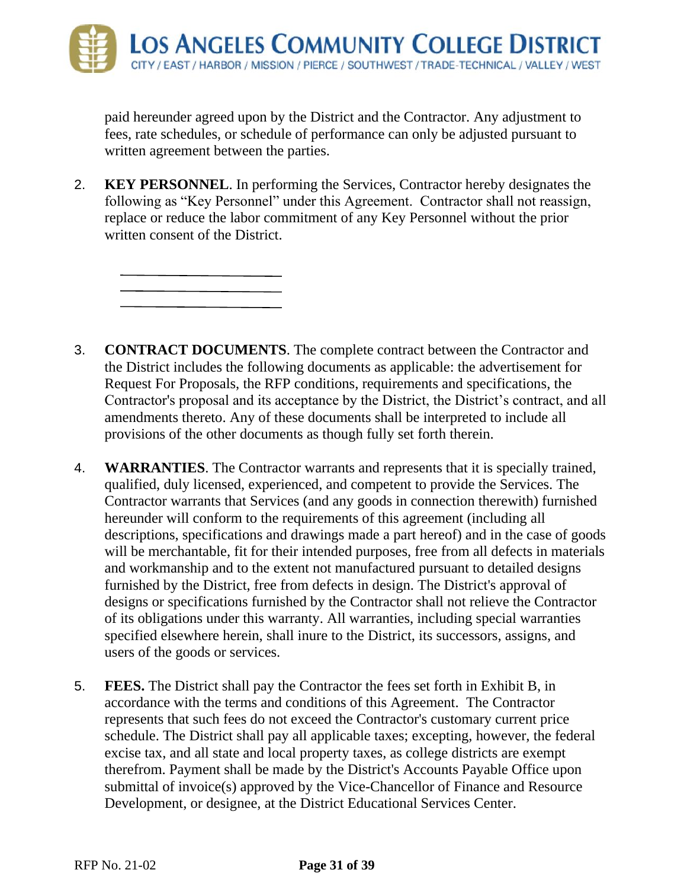paid hereunder agreed upon by the District and the Contractor. Any adjustment to fees, rate schedules, or schedule of performance can only be adjusted pursuant to written agreement between the parties.

2. **KEY PERSONNEL**. In performing the Services, Contractor hereby designates the following as "Key Personnel" under this Agreement. Contractor shall not reassign, replace or reduce the labor commitment of any Key Personnel without the prior written consent of the District.

   ____________________________
   ____________________________
   ____________________________

3. **CONTRACT DOCUMENTS**. The complete contract between the Contractor and the District includes the following documents as applicable: the advertisement for Request For Proposals, the RFP conditions, requirements and specifications, the Contractor's proposal and its acceptance by the District, the District's contract, and all amendments thereto. Any of these documents shall be interpreted to include all provisions of the other documents as though fully set forth therein.

4. **WARRANTIES**. The Contractor warrants and represents that it is specially trained, qualified, duly licensed, experienced, and competent to provide the Services. The Contractor warrants that Services (and any goods in connection therewith) furnished hereunder will conform to the requirements of this agreement (including all descriptions, specifications and drawings made a part hereof) and in the case of goods will be merchantable, fit for their intended purposes, free from all defects in materials and workmanship and to the extent not manufactured pursuant to detailed designs furnished by the District, free from defects in design. The District's approval of designs or specifications furnished by the Contractor shall not relieve the Contractor of its obligations under this warranty. All warranties, including special warranties specified elsewhere herein, shall inure to the District, its successors, assigns, and users of the goods or services.

5. **FEES.** The District shall pay the Contractor the fees set forth in Exhibit B, in accordance with the terms and conditions of this Agreement. The Contractor represents that such fees do not exceed the Contractor's customary current price schedule. The District shall pay all applicable taxes; excepting, however, the federal excise tax, and all state and local property taxes, as college districts are exempt therefrom. Payment shall be made by the District's Accounts Payable Office upon submittal of invoice(s) approved by the Vice-Chancellor of Finance and Resource Development, or designee, at the District Educational Services Center.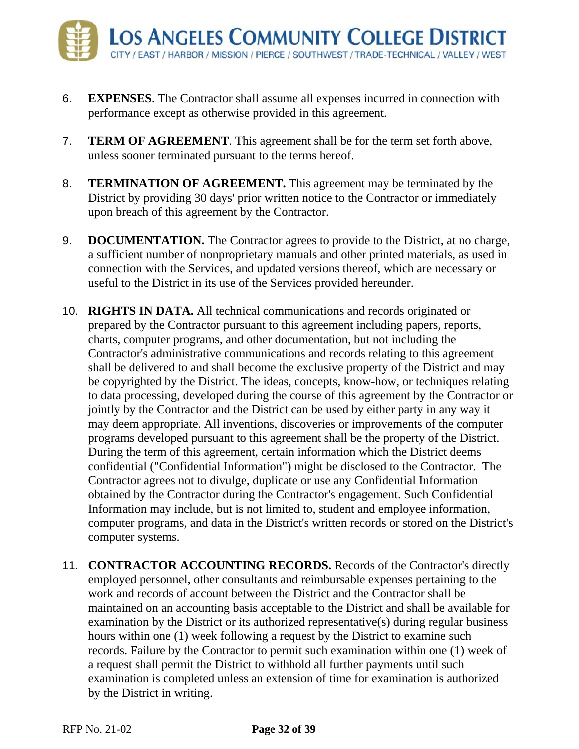6. **EXPENSES**. The Contractor shall assume all expenses incurred in connection with performance except as otherwise provided in this agreement.

7. **TERM OF AGREEMENT**. This agreement shall be for the term set forth above, unless sooner terminated pursuant to the terms hereof.

8. **TERMINATION OF AGREEMENT.** This agreement may be terminated by the District by providing 30 days' prior written notice to the Contractor or immediately upon breach of this agreement by the Contractor.

9. **DOCUMENTATION.** The Contractor agrees to provide to the District, at no charge, a sufficient number of nonproprietary manuals and other printed materials, as used in connection with the Services, and updated versions thereof, which are necessary or useful to the District in its use of the Services provided hereunder.

10. **RIGHTS IN DATA.** All technical communications and records originated or prepared by the Contractor pursuant to this agreement including papers, reports, charts, computer programs, and other documentation, but not including the Contractor's administrative communications and records relating to this agreement shall be delivered to and shall become the exclusive property of the District and may be copyrighted by the District. The ideas, concepts, know-how, or techniques relating to data processing, developed during the course of this agreement by the Contractor or jointly by the Contractor and the District can be used by either party in any way it may deem appropriate. All inventions, discoveries or improvements of the computer programs developed pursuant to this agreement shall be the property of the District. During the term of this agreement, certain information which the District deems confidential ("Confidential Information") might be disclosed to the Contractor. The Contractor agrees not to divulge, duplicate or use any Confidential Information obtained by the Contractor during the Contractor's engagement. Such Confidential Information may include, but is not limited to, student and employee information, computer programs, and data in the District's written records or stored on the District's computer systems.

11. **CONTRACTOR ACCOUNTING RECORDS.** Records of the Contractor's directly employed personnel, other consultants and reimbursable expenses pertaining to the work and records of account between the District and the Contractor shall be maintained on an accounting basis acceptable to the District and shall be available for examination by the District or its authorized representative(s) during regular business hours within one (1) week following a request by the District to examine such records. Failure by the Contractor to permit such examination within one (1) week of a request shall permit the District to withhold all further payments until such examination is completed unless an extension of time for examination is authorized by the District in writing.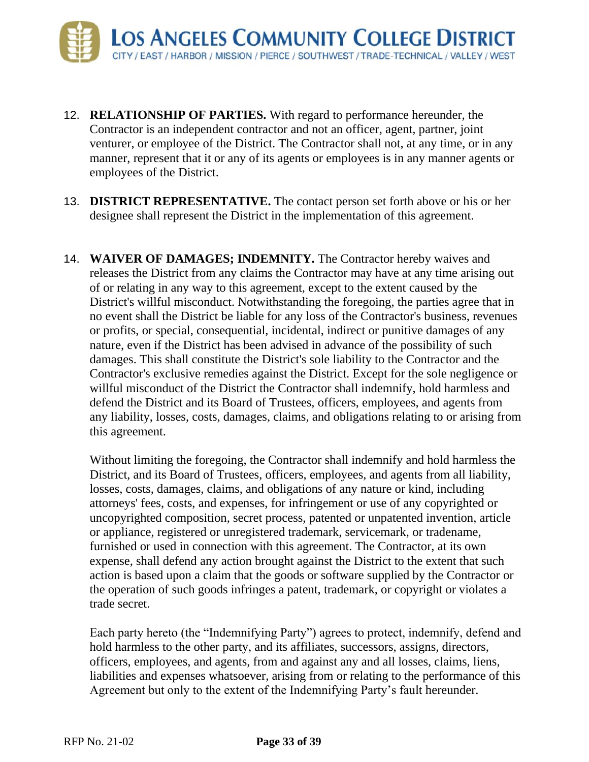12. **RELATIONSHIP OF PARTIES.** With regard to performance hereunder, the Contractor is an independent contractor and not an officer, agent, partner, joint venturer, or employee of the District. The Contractor shall not, at any time, or in any manner, represent that it or any of its agents or employees is in any manner agents or employees of the District.

13. **DISTRICT REPRESENTATIVE.** The contact person set forth above or his or her designee shall represent the District in the implementation of this agreement.

14. **WAIVER OF DAMAGES; INDEMNITY.** The Contractor hereby waives and releases the District from any claims the Contractor may have at any time arising out of or relating in any way to this agreement, except to the extent caused by the District's willful misconduct. Notwithstanding the foregoing, the parties agree that in no event shall the District be liable for any loss of the Contractor's business, revenues or profits, or special, consequential, incidental, indirect or punitive damages of any nature, even if the District has been advised in advance of the possibility of such damages. This shall constitute the District's sole liability to the Contractor and the Contractor's exclusive remedies against the District. Except for the sole negligence or willful misconduct of the District the Contractor shall indemnify, hold harmless and defend the District and its Board of Trustees, officers, employees, and agents from any liability, losses, costs, damages, claims, and obligations relating to or arising from this agreement.

    Without limiting the foregoing, the Contractor shall indemnify and hold harmless the District, and its Board of Trustees, officers, employees, and agents from all liability, losses, costs, damages, claims, and obligations of any nature or kind, including attorneys' fees, costs, and expenses, for infringement or use of any copyrighted or uncopyrighted composition, secret process, patented or unpatented invention, article or appliance, registered or unregistered trademark, servicemark, or tradename, furnished or used in connection with this agreement. The Contractor, at its own expense, shall defend any action brought against the District to the extent that such action is based upon a claim that the goods or software supplied by the Contractor or the operation of such goods infringes a patent, trademark, or copyright or violates a trade secret.

    Each party hereto (the "Indemnifying Party") agrees to protect, indemnify, defend and hold harmless to the other party, and its affiliates, successors, assigns, directors, officers, employees, and agents, from and against any and all losses, claims, liens, liabilities and expenses whatsoever, arising from or relating to the performance of this Agreement but only to the extent of the Indemnifying Party's fault hereunder.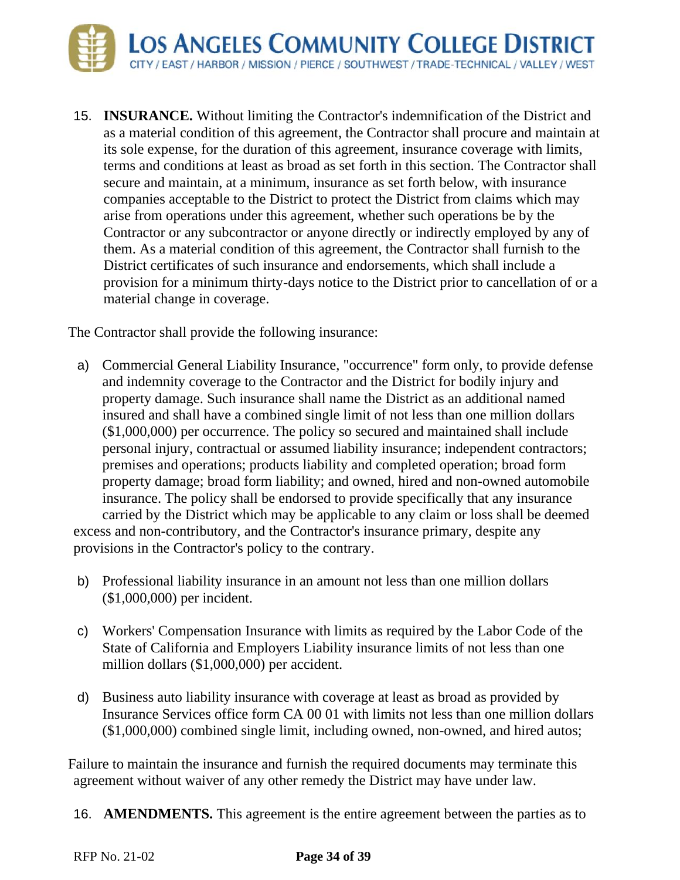15. **INSURANCE.** Without limiting the Contractor's indemnification of the District and as a material condition of this agreement, the Contractor shall procure and maintain at its sole expense, for the duration of this agreement, insurance coverage with limits, terms and conditions at least as broad as set forth in this section. The Contractor shall secure and maintain, at a minimum, insurance as set forth below, with insurance companies acceptable to the District to protect the District from claims which may arise from operations under this agreement, whether such operations be by the Contractor or any subcontractor or anyone directly or indirectly employed by any of them. As a material condition of this agreement, the Contractor shall furnish to the District certificates of such insurance and endorsements, which shall include a provision for a minimum thirty-days notice to the District prior to cancellation of or a material change in coverage.

The Contractor shall provide the following insurance:

a) Commercial General Liability Insurance, "occurrence" form only, to provide defense and indemnity coverage to the Contractor and the District for bodily injury and property damage. Such insurance shall name the District as an additional named insured and shall have a combined single limit of not less than one million dollars ($1,000,000) per occurrence. The policy so secured and maintained shall include personal injury, contractual or assumed liability insurance; independent contractors; premises and operations; products liability and completed operation; broad form property damage; broad form liability; and owned, hired and non-owned automobile insurance. The policy shall be endorsed to provide specifically that any insurance carried by the District which may be applicable to any claim or loss shall be deemed excess and non-contributory, and the Contractor's insurance primary, despite any provisions in the Contractor's policy to the contrary.

b) Professional liability insurance in an amount not less than one million dollars ($1,000,000) per incident.

c) Workers' Compensation Insurance with limits as required by the Labor Code of the State of California and Employers Liability insurance limits of not less than one million dollars ($1,000,000) per accident.

d) Business auto liability insurance with coverage at least as broad as provided by Insurance Services office form CA 00 01 with limits not less than one million dollars ($1,000,000) combined single limit, including owned, non-owned, and hired autos;

Failure to maintain the insurance and furnish the required documents may terminate this agreement without waiver of any other remedy the District may have under law.

16. **AMENDMENTS.** This agreement is the entire agreement between the parties as to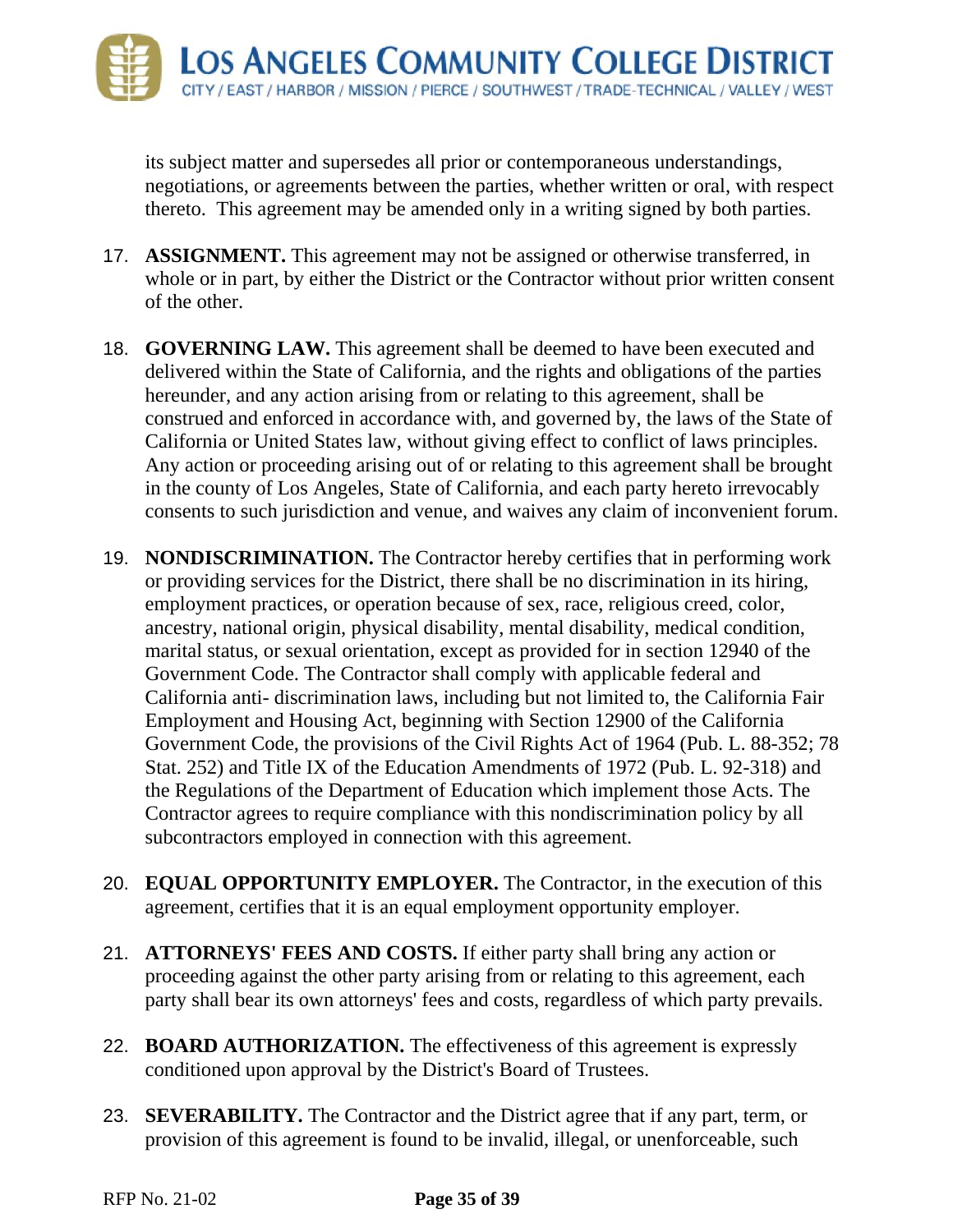its subject matter and supersedes all prior or contemporaneous understandings, negotiations, or agreements between the parties, whether written or oral, with respect thereto. This agreement may be amended only in a writing signed by both parties.

17. **ASSIGNMENT.** This agreement may not be assigned or otherwise transferred, in whole or in part, by either the District or the Contractor without prior written consent of the other.

18. **GOVERNING LAW.** This agreement shall be deemed to have been executed and delivered within the State of California, and the rights and obligations of the parties hereunder, and any action arising from or relating to this agreement, shall be construed and enforced in accordance with, and governed by, the laws of the State of California or United States law, without giving effect to conflict of laws principles. Any action or proceeding arising out of or relating to this agreement shall be brought in the county of Los Angeles, State of California, and each party hereto irrevocably consents to such jurisdiction and venue, and waives any claim of inconvenient forum.

19. **NONDISCRIMINATION.** The Contractor hereby certifies that in performing work or providing services for the District, there shall be no discrimination in its hiring, employment practices, or operation because of sex, race, religious creed, color, ancestry, national origin, physical disability, mental disability, medical condition, marital status, or sexual orientation, except as provided for in section 12940 of the Government Code. The Contractor shall comply with applicable federal and California anti- discrimination laws, including but not limited to, the California Fair Employment and Housing Act, beginning with Section 12900 of the California Government Code, the provisions of the Civil Rights Act of 1964 (Pub. L. 88-352; 78 Stat. 252) and Title IX of the Education Amendments of 1972 (Pub. L. 92-318) and the Regulations of the Department of Education which implement those Acts. The Contractor agrees to require compliance with this nondiscrimination policy by all subcontractors employed in connection with this agreement.

20. **EQUAL OPPORTUNITY EMPLOYER.** The Contractor, in the execution of this agreement, certifies that it is an equal employment opportunity employer.

21. **ATTORNEYS' FEES AND COSTS.** If either party shall bring any action or proceeding against the other party arising from or relating to this agreement, each party shall bear its own attorneys' fees and costs, regardless of which party prevails.

22. **BOARD AUTHORIZATION.** The effectiveness of this agreement is expressly conditioned upon approval by the District's Board of Trustees.

23. **SEVERABILITY.** The Contractor and the District agree that if any part, term, or provision of this agreement is found to be invalid, illegal, or unenforceable, such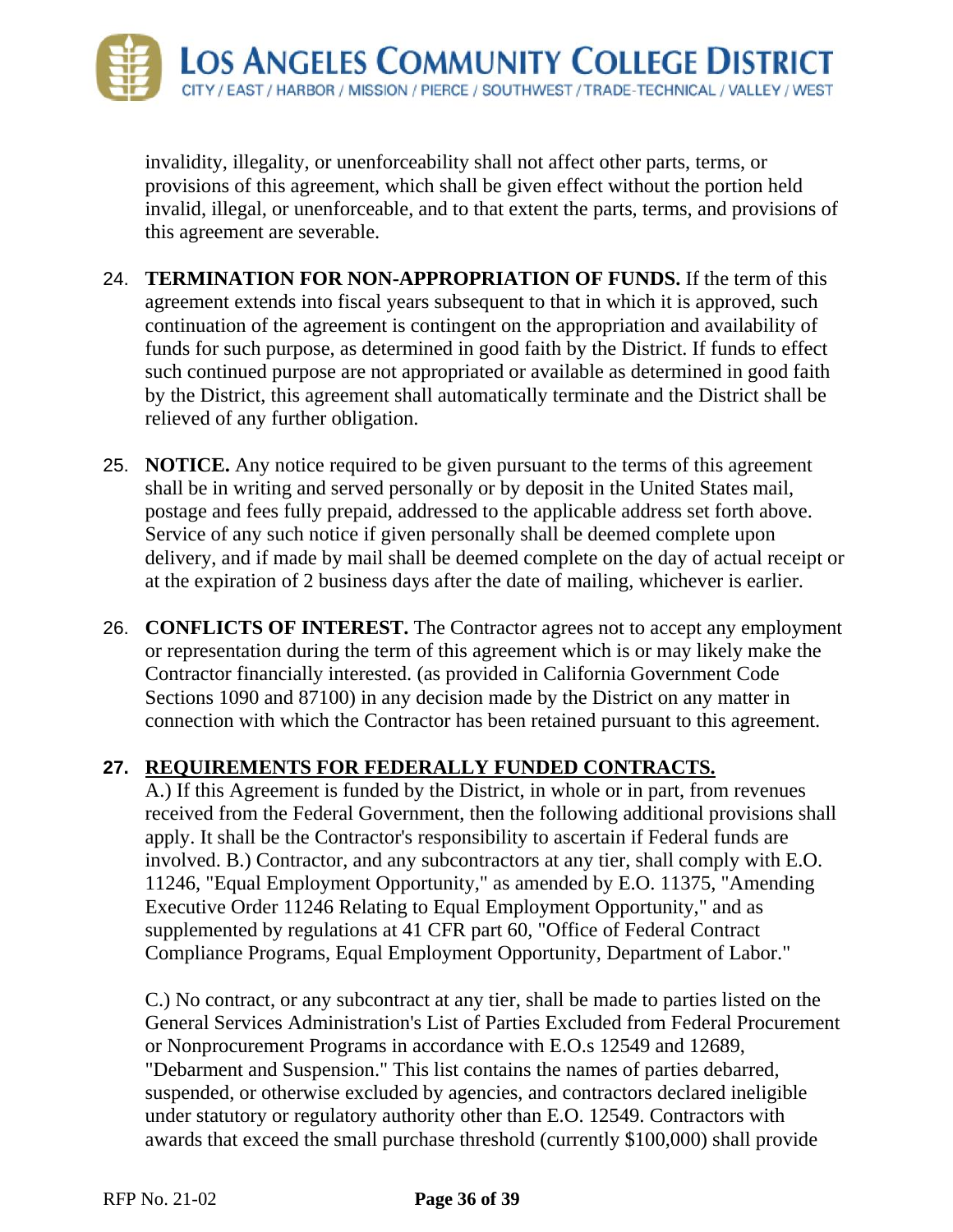invalidity, illegality, or unenforceability shall not affect other parts, terms, or provisions of this agreement, which shall be given effect without the portion held invalid, illegal, or unenforceable, and to that extent the parts, terms, and provisions of this agreement are severable.

24. **TERMINATION FOR NON-APPROPRIATION OF FUNDS.** If the term of this agreement extends into fiscal years subsequent to that in which it is approved, such continuation of the agreement is contingent on the appropriation and availability of funds for such purpose, as determined in good faith by the District. If funds to effect such continued purpose are not appropriated or available as determined in good faith by the District, this agreement shall automatically terminate and the District shall be relieved of any further obligation.

25. **NOTICE.** Any notice required to be given pursuant to the terms of this agreement shall be in writing and served personally or by deposit in the United States mail, postage and fees fully prepaid, addressed to the applicable address set forth above. Service of any such notice if given personally shall be deemed complete upon delivery, and if made by mail shall be deemed complete on the day of actual receipt or at the expiration of 2 business days after the date of mailing, whichever is earlier.

26. **CONFLICTS OF INTEREST.** The Contractor agrees not to accept any employment or representation during the term of this agreement which is or may likely make the Contractor financially interested. (as provided in California Government Code Sections 1090 and 87100) in any decision made by the District on any matter in connection with which the Contractor has been retained pursuant to this agreement.

27. **REQUIREMENTS FOR FEDERALLY FUNDED CONTRACTS.**
A.) If this Agreement is funded by the District, in whole or in part, from revenues received from the Federal Government, then the following additional provisions shall apply. It shall be the Contractor's responsibility to ascertain if Federal funds are involved. B.) Contractor, and any subcontractors at any tier, shall comply with E.O. 11246, "Equal Employment Opportunity," as amended by E.O. 11375, "Amending Executive Order 11246 Relating to Equal Employment Opportunity," and as supplemented by regulations at 41 CFR part 60, "Office of Federal Contract Compliance Programs, Equal Employment Opportunity, Department of Labor."

C.) No contract, or any subcontract at any tier, shall be made to parties listed on the General Services Administration's List of Parties Excluded from Federal Procurement or Nonprocurement Programs in accordance with E.O.s 12549 and 12689, "Debarment and Suspension." This list contains the names of parties debarred, suspended, or otherwise excluded by agencies, and contractors declared ineligible under statutory or regulatory authority other than E.O. 12549. Contractors with awards that exceed the small purchase threshold (currently $100,000) shall provide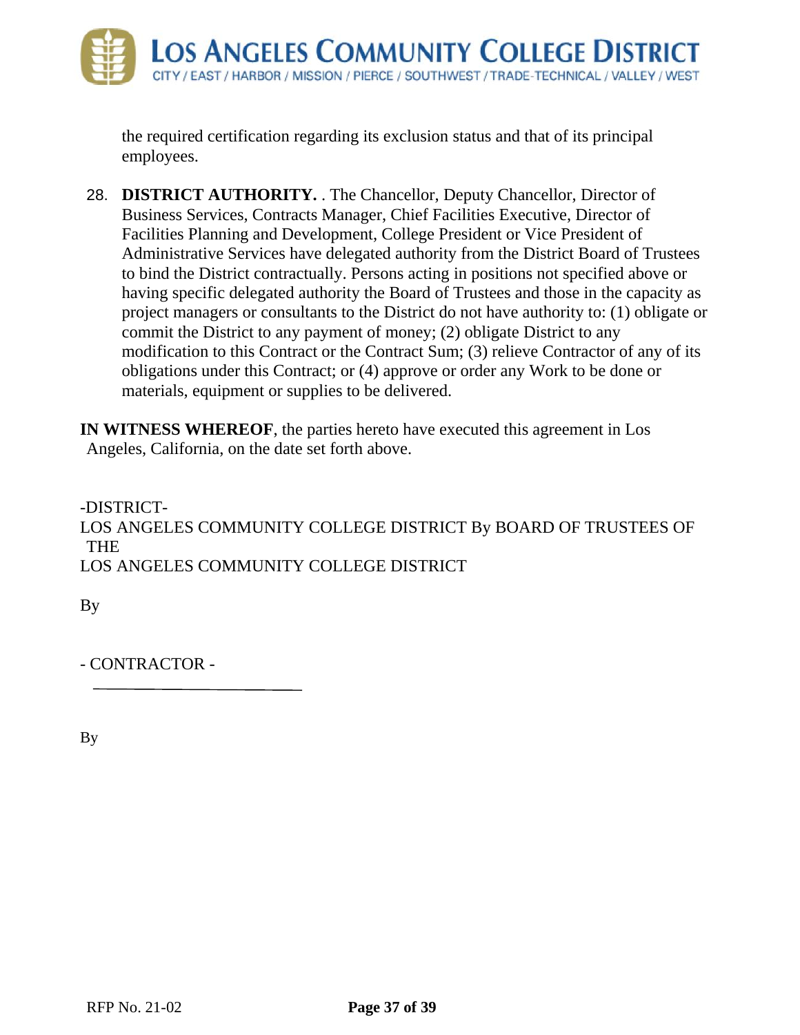the required certification regarding its exclusion status and that of its principal employees.

28. **DISTRICT AUTHORITY.** . The Chancellor, Deputy Chancellor, Director of Business Services, Contracts Manager, Chief Facilities Executive, Director of Facilities Planning and Development, College President or Vice President of Administrative Services have delegated authority from the District Board of Trustees to bind the District contractually. Persons acting in positions not specified above or having specific delegated authority the Board of Trustees and those in the capacity as project managers or consultants to the District do not have authority to: (1) obligate or commit the District to any payment of money; (2) obligate District to any modification to this Contract or the Contract Sum; (3) relieve Contractor of any of its obligations under this Contract; or (4) approve or order any Work to be done or materials, equipment or supplies to be delivered.

**IN WITNESS WHEREOF**, the parties hereto have executed this agreement in Los Angeles, California, on the date set forth above.

-DISTRICT-
LOS ANGELES COMMUNITY COLLEGE DISTRICT By BOARD OF TRUSTEES OF THE
LOS ANGELES COMMUNITY COLLEGE DISTRICT

By

- CONTRACTOR -

______________________

By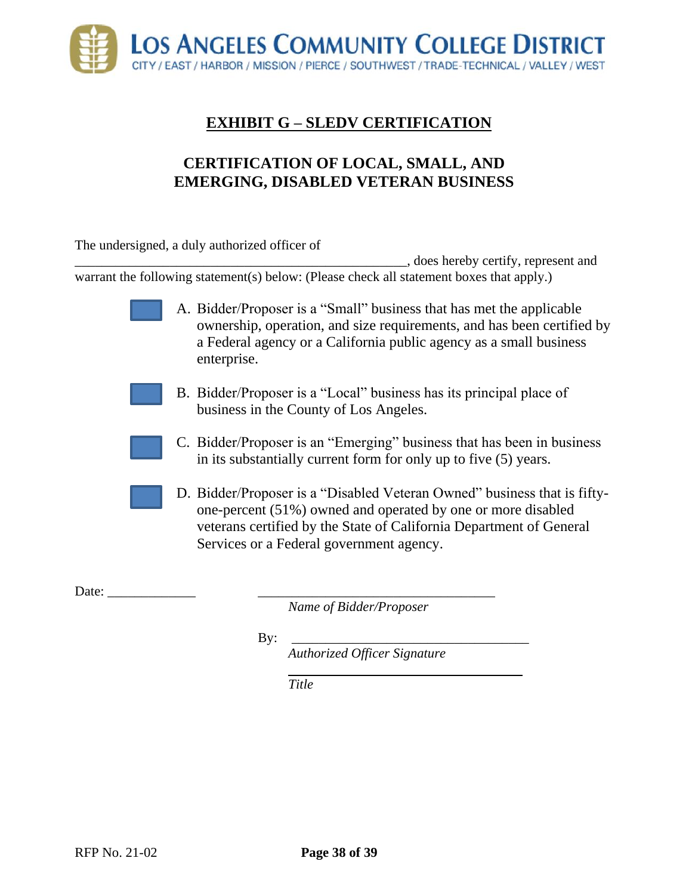## EXHIBIT G – SLEDV CERTIFICATION

## CERTIFICATION OF LOCAL, SMALL, AND EMERGING, DISABLED VETERAN BUSINESS

The undersigned, a duly authorized officer of \_\_\_\_\_\_\_\_\_\_\_\_\_\_\_\_\_\_\_\_\_\_\_\_\_\_\_\_\_\_\_\_\_\_\_\_\_\_\_\_\_\_\_\_\_\_\_\_, does hereby certify, represent and warrant the following statement(s) below: (Please check all statement boxes that apply.)

- ☐ A. Bidder/Proposer is a "Small" business that has met the applicable ownership, operation, and size requirements, and has been certified by a Federal agency or a California public agency as a small business enterprise.

- ☐ B. Bidder/Proposer is a "Local" business has its principal place of business in the County of Los Angeles.

- ☐ C. Bidder/Proposer is an "Emerging" business that has been in business in its substantially current form for only up to five (5) years.

- ☐ D. Bidder/Proposer is a "Disabled Veteran Owned" business that is fifty-one-percent (51%) owned and operated by one or more disabled veterans certified by the State of California Department of General Services or a Federal government agency.

Date: \_\_\_\_\_\_\_\_\_\_\_\_\_

\_\_\_\_\_\_\_\_\_\_\_\_\_\_\_\_\_\_\_\_\_\_\_\_\_\_\_\_\_\_\_\_\_\_\_\_
*Name of Bidder/Proposer*

By: \_\_\_\_\_\_\_\_\_\_\_\_\_\_\_\_\_\_\_\_\_\_\_\_\_\_\_\_\_\_\_\_\_\_\_\_
*Authorized Officer Signature*

\_\_\_\_\_\_\_\_\_\_\_\_\_\_\_\_\_\_\_\_\_\_\_\_\_\_\_\_\_\_\_\_\_\_\_\_
*Title*

RFP No. 21-02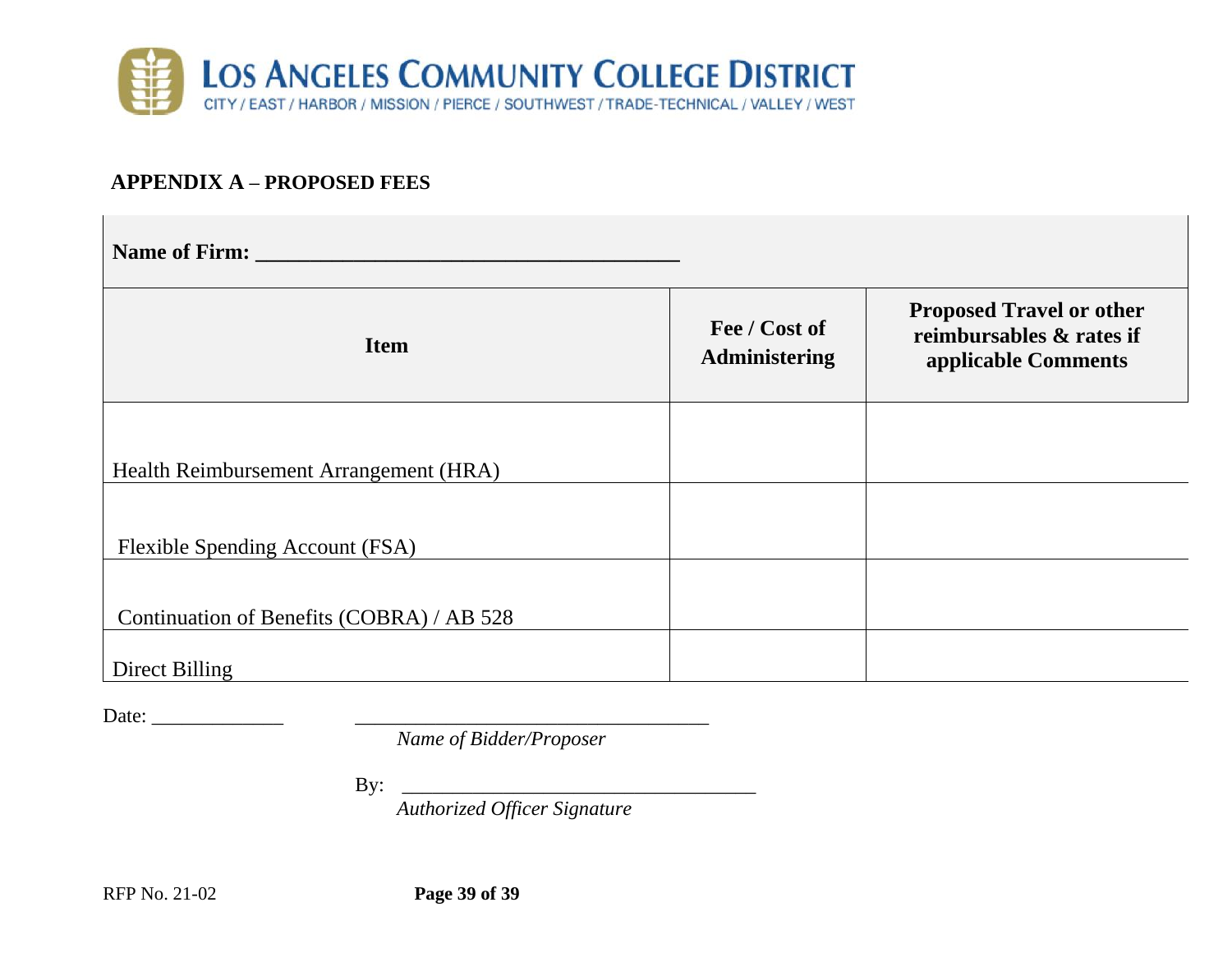**LOS ANGELES COMMUNITY COLLEGE DISTRICT**
CITY / EAST / HARBOR / MISSION / PIERCE / SOUTHWEST / TRADE-TECHNICAL / VALLEY / WEST

**APPENDIX A – PROPOSED FEES**

**Name of Firm: ______________________________________**

| Item | Fee / Cost of Administering | Proposed Travel or other reimbursables & rates if applicable Comments |
|---|---|---|
| Health Reimbursement Arrangement (HRA) | | |
| Flexible Spending Account (FSA) | | |
| Continuation of Benefits (COBRA) / AB 528 | | |
| Direct Billing | | |

Date: _____________ ________________________________

*Name of Bidder/Proposer*

By: ________________________________

*Authorized Officer Signature*

RFP No. 21-02